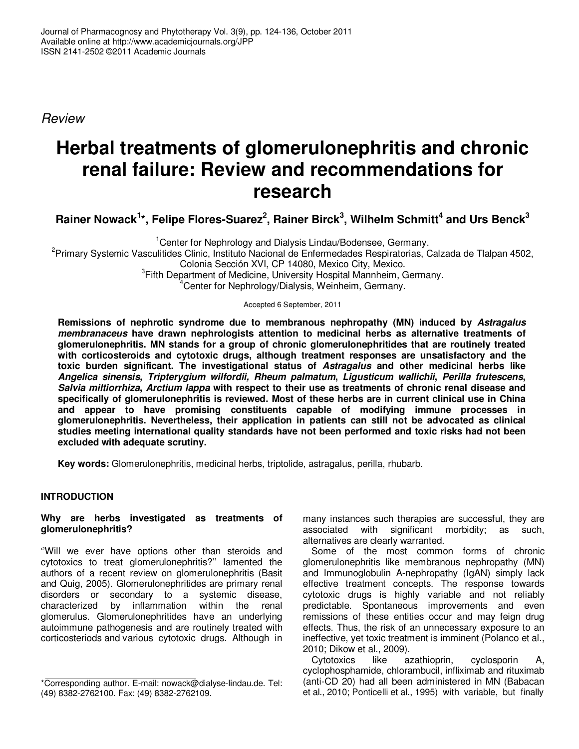*Review*

# Herbal treatments of glomerulonephritis and chronic renal failure: Review and recommendations for research

**Rainer Nowack[1]*, Felipe Flores-Suarez[2], Rainer Birck[3], Wilhelm Schmitt[4] and Urs Benck[3]**

[1]Center for Nephrology and Dialysis Lindau/Bodensee, Germany.
[2]Primary Systemic Vasculitides Clinic, Instituto Nacional de Enfermedades Respiratorias, Calzada de Tlalpan 4502, Colonia Sección XVI, CP 14080, Mexico City, Mexico.
[3]Fifth Department of Medicine, University Hospital Mannheim, Germany.
[4]Center for Nephrology/Dialysis, Weinheim, Germany.

Accepted 6 September, 2011

**Remissions of nephrotic syndrome due to membranous nephropathy (MN) induced by *Astragalus membranaceus* have drawn nephrologists attention to medicinal herbs as alternative treatments of glomerulonephritis. MN stands for a group of chronic glomerulonephritides that are routinely treated with corticosteroids and cytotoxic drugs, although treatment responses are unsatisfactory and the toxic burden significant. The investigational status of *Astragalus* and other medicinal herbs like *Angelica sinensis, Tripterygium wilfordii, Rheum palmatum*, *Ligusticum wallichii*, *Perilla frutescens*, *Salvia miltiorrhiza*, *Arctium lappa* with respect to their use as treatments of chronic renal disease and specifically of glomerulonephritis is reviewed. Most of these herbs are in current clinical use in China and appear to have promising constituents capable of modifying immune processes in glomerulonephritis. Nevertheless, their application in patients can still not be advocated as clinical studies meeting international quality standards have not been performed and toxic risks had not been excluded with adequate scrutiny.**

**Key words:** Glomerulonephritis, medicinal herbs, triptolide, astragalus, perilla, rhubarb.

## INTRODUCTION

### Why are herbs investigated as treatments of glomerulonephritis?

''Will we ever have options other than steroids and cytotoxics to treat glomerulonephritis?'' lamented the authors of a recent review on glomerulonephritis (Basit and Quig, 2005). Glomerulonephritides are primary renal disorders or secondary to a systemic disease, characterized by inflammation within the renal glomerulus. Glomerulonephritides have an underlying autoimmune pathogenesis and are routinely treated with corticosteriods and various cytotoxic drugs. Although in many instances such therapies are successful, they are associated with significant morbidity; as such, alternatives are clearly warranted.

Some of the most common forms of chronic glomerulonephritis like membranous nephropathy (MN) and Immunoglobulin A-nephropathy (IgAN) simply lack effective treatment concepts. The response towards cytotoxic drugs is highly variable and not reliably predictable. Spontaneous improvements and even remissions of these entities occur and may feign drug effects. Thus, the risk of an unnecessary exposure to an ineffective, yet toxic treatment is imminent (Polanco et al., 2010; Dikow et al., 2009).

Cytotoxics like azathioprin, cyclosporin A, cyclophosphamide, chlorambucil, infliximab and rituximab (anti-CD 20) had all been administered in MN (Babacan et al., 2010; Ponticelli et al., 1995) with variable, but finally

*Corresponding author. E-mail: nowack@dialyse-lindau.de. Tel: (49) 8382-2762100. Fax: (49) 8382-2762109.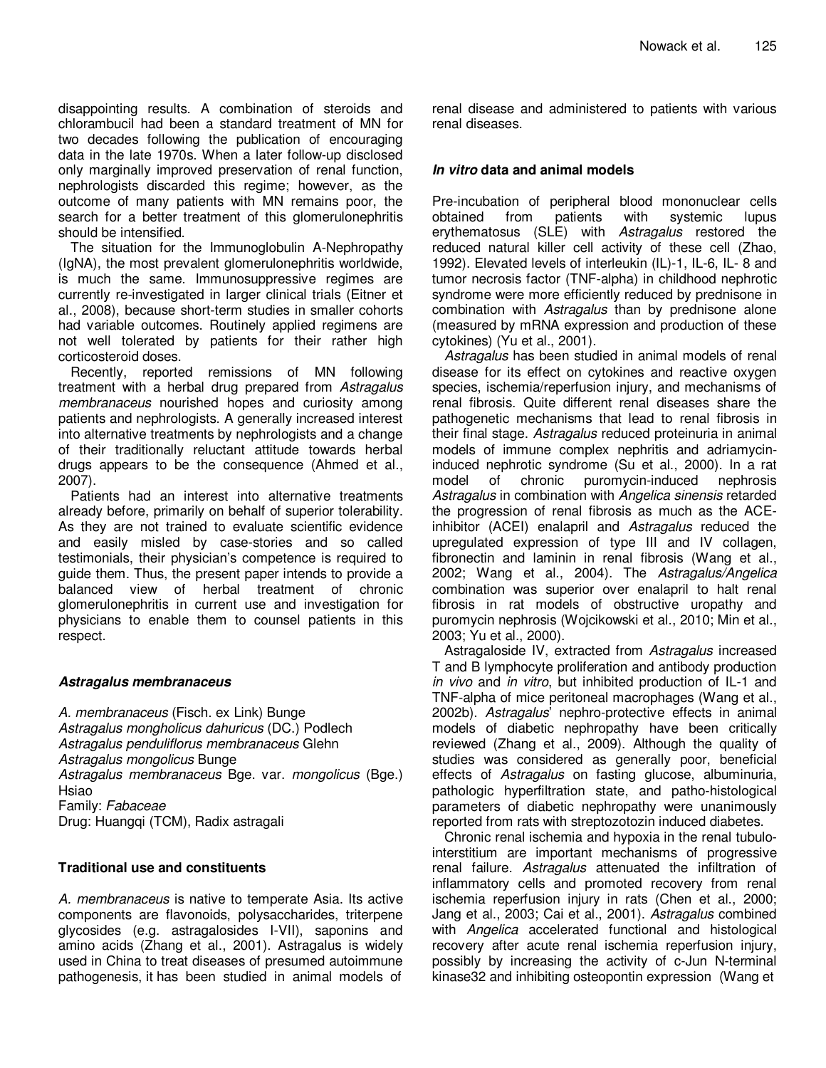disappointing results. A combination of steroids and chlorambucil had been a standard treatment of MN for two decades following the publication of encouraging data in the late 1970s. When a later follow-up disclosed only marginally improved preservation of renal function, nephrologists discarded this regime; however, as the outcome of many patients with MN remains poor, the search for a better treatment of this glomerulonephritis should be intensified.

The situation for the Immunoglobulin A-Nephropathy (IgNA), the most prevalent glomerulonephritis worldwide, is much the same. Immunosuppressive regimes are currently re-investigated in larger clinical trials (Eitner et al., 2008), because short-term studies in smaller cohorts had variable outcomes. Routinely applied regimens are not well tolerated by patients for their rather high corticosteroid doses.

Recently, reported remissions of MN following treatment with a herbal drug prepared from *Astragalus membranaceus* nourished hopes and curiosity among patients and nephrologists. A generally increased interest into alternative treatments by nephrologists and a change of their traditionally reluctant attitude towards herbal drugs appears to be the consequence (Ahmed et al., 2007).

Patients had an interest into alternative treatments already before, primarily on behalf of superior tolerability. As they are not trained to evaluate scientific evidence and easily misled by case-stories and so called testimonials, their physician's competence is required to guide them. Thus, the present paper intends to provide a balanced view of herbal treatment of chronic glomerulonephritis in current use and investigation for physicians to enable them to counsel patients in this respect.

## *Astragalus membranaceus*

*A. membranaceus* (Fisch. ex Link) Bunge
*Astragalus mongholicus dahuricus* (DC.) Podlech
*Astragalus penduliflorus membranaceus* Glehn
*Astragalus mongolicus* Bunge
*Astragalus membranaceus* Bge. var. *mongolicus* (Bge.) Hsiao
Family: *Fabaceae*
Drug: Huangqi (TCM), Radix astragali

### Traditional use and constituents

*A. membranaceus* is native to temperate Asia. Its active components are flavonoids, polysaccharides, triterpene glycosides (e.g. astragalosides I-VII), saponins and amino acids (Zhang et al., 2001). Astragalus is widely used in China to treat diseases of presumed autoimmune pathogenesis, it has been studied in animal models of renal disease and administered to patients with various renal diseases.

### *In vitro* data and animal models

Pre-incubation of peripheral blood mononuclear cells obtained from patients with systemic lupus erythematosus (SLE) with *Astragalus* restored the reduced natural killer cell activity of these cell (Zhao, 1992). Elevated levels of interleukin (IL)-1, IL-6, IL- 8 and tumor necrosis factor (TNF-alpha) in childhood nephrotic syndrome were more efficiently reduced by prednisone in combination with *Astragalus* than by prednisone alone (measured by mRNA expression and production of these cytokines) (Yu et al., 2001).

*Astragalus* has been studied in animal models of renal disease for its effect on cytokines and reactive oxygen species, ischemia/reperfusion injury, and mechanisms of renal fibrosis. Quite different renal diseases share the pathogenetic mechanisms that lead to renal fibrosis in their final stage. *Astragalus* reduced proteinuria in animal models of immune complex nephritis and adriamycin-induced nephrotic syndrome (Su et al., 2000). In a rat model of chronic puromycin-induced nephrosis *Astragalus* in combination with *Angelica sinensis* retarded the progression of renal fibrosis as much as the ACE-inhibitor (ACEI) enalapril and *Astragalus* reduced the upregulated expression of type III and IV collagen, fibronectin and laminin in renal fibrosis (Wang et al., 2002; Wang et al., 2004). The *Astragalus/Angelica* combination was superior over enalapril to halt renal fibrosis in rat models of obstructive uropathy and puromycin nephrosis (Wojcikowski et al., 2010; Min et al., 2003; Yu et al., 2000).

Astragaloside IV, extracted from *Astragalus* increased T and B lymphocyte proliferation and antibody production *in vivo* and *in vitro*, but inhibited production of IL-1 and TNF-alpha of mice peritoneal macrophages (Wang et al., 2002b). *Astragalus*' nephro-protective effects in animal models of diabetic nephropathy have been critically reviewed (Zhang et al., 2009). Although the quality of studies was considered as generally poor, beneficial effects of *Astragalus* on fasting glucose, albuminuria, pathologic hyperfiltration state, and patho-histological parameters of diabetic nephropathy were unanimously reported from rats with streptozotozin induced diabetes.

Chronic renal ischemia and hypoxia in the renal tubulo-interstitium are important mechanisms of progressive renal failure. *Astragalus* attenuated the infiltration of inflammatory cells and promoted recovery from renal ischemia reperfusion injury in rats (Chen et al., 2000; Jang et al., 2003; Cai et al., 2001). *Astragalus* combined with *Angelica* accelerated functional and histological recovery after acute renal ischemia reperfusion injury, possibly by increasing the activity of c-Jun N-terminal kinase32 and inhibiting osteopontin expression (Wang et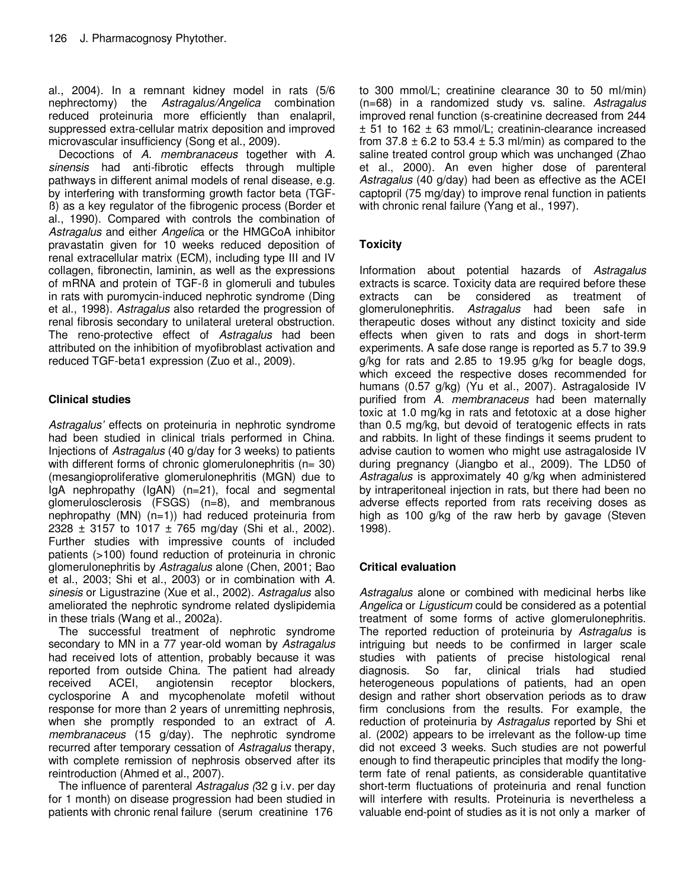al., 2004). In a remnant kidney model in rats (5/6 nephrectomy) the *Astragalus/Angelica* combination reduced proteinuria more efficiently than enalapril, suppressed extra-cellular matrix deposition and improved microvascular insufficiency (Song et al., 2009).

Decoctions of *A. membranaceus* together with *A. sinensis* had anti-fibrotic effects through multiple pathways in different animal models of renal disease, e.g. by interfering with transforming growth factor beta (TGF-ß) as a key regulator of the fibrogenic process (Border et al., 1990). Compared with controls the combination of *Astragalus* and either *Angelica* or the HMGCoA inhibitor pravastatin given for 10 weeks reduced deposition of renal extracellular matrix (ECM), including type III and IV collagen, fibronectin, laminin, as well as the expressions of mRNA and protein of TGF-ß in glomeruli and tubules in rats with puromycin-induced nephrotic syndrome (Ding et al., 1998). *Astragalus* also retarded the progression of renal fibrosis secondary to unilateral ureteral obstruction. The reno-protective effect of *Astragalus* had been attributed on the inhibition of myofibroblast activation and reduced TGF-beta1 expression (Zuo et al., 2009).

## Clinical studies

*Astragalus'* effects on proteinuria in nephrotic syndrome had been studied in clinical trials performed in China. Injections of *Astragalus* (40 g/day for 3 weeks) to patients with different forms of chronic glomerulonephritis (n= 30) (mesangioproliferative glomerulonephritis (MGN) due to IgA nephropathy (IgAN) (n=21), focal and segmental glomerulosclerosis (FSGS) (n=8), and membranous nephropathy (MN) (n=1)) had reduced proteinuria from 2328 ± 3157 to 1017 ± 765 mg/day (Shi et al., 2002). Further studies with impressive counts of included patients (>100) found reduction of proteinuria in chronic glomerulonephritis by *Astragalus* alone (Chen, 2001; Bao et al., 2003; Shi et al., 2003) or in combination with *A. sinesis* or Ligustrazine (Xue et al., 2002). *Astragalus* also ameliorated the nephrotic syndrome related dyslipidemia in these trials (Wang et al., 2002a).

The successful treatment of nephrotic syndrome secondary to MN in a 77 year-old woman by *Astragalus* had received lots of attention, probably because it was reported from outside China. The patient had already received ACEI, angiotensin receptor blockers, cyclosporine A and mycophenolate mofetil without response for more than 2 years of unremitting nephrosis, when she promptly responded to an extract of *A. membranaceus* (15 g/day). The nephrotic syndrome recurred after temporary cessation of *Astragalus* therapy, with complete remission of nephrosis observed after its reintroduction (Ahmed et al., 2007).

The influence of parenteral *Astragalus (*32 g i.v. per day for 1 month) on disease progression had been studied in patients with chronic renal failure (serum creatinine 176 to 300 mmol/L; creatinine clearance 30 to 50 ml/min) (n=68) in a randomized study vs. saline. *Astragalus* improved renal function (s-creatinine decreased from 244 ± 51 to 162 ± 63 mmol/L; creatinin-clearance increased from 37.8 ± 6.2 to 53.4 ± 5.3 ml/min) as compared to the saline treated control group which was unchanged (Zhao et al., 2000). An even higher dose of parenteral *Astragalus* (40 g/day) had been as effective as the ACEI captopril (75 mg/day) to improve renal function in patients with chronic renal failure (Yang et al., 1997).

## Toxicity

Information about potential hazards of *Astragalus* extracts is scarce. Toxicity data are required before these extracts can be considered as treatment of glomerulonephritis. *Astragalus* had been safe in therapeutic doses without any distinct toxicity and side effects when given to rats and dogs in short-term experiments. A safe dose range is reported as 5.7 to 39.9 g/kg for rats and 2.85 to 19.95 g/kg for beagle dogs, which exceed the respective doses recommended for humans (0.57 g/kg) (Yu et al., 2007). Astragaloside IV purified from *A. membranaceus* had been maternally toxic at 1.0 mg/kg in rats and fetotoxic at a dose higher than 0.5 mg/kg, but devoid of teratogenic effects in rats and rabbits. In light of these findings it seems prudent to advise caution to women who might use astragaloside IV during pregnancy (Jiangbo et al., 2009). The LD50 of *Astragalus* is approximately 40 g/kg when administered by intraperitoneal injection in rats, but there had been no adverse effects reported from rats receiving doses as high as 100 g/kg of the raw herb by gavage (Steven 1998).

## Critical evaluation

*Astragalus* alone or combined with medicinal herbs like *Angelica* or *Ligusticum* could be considered as a potential treatment of some forms of active glomerulonephritis. The reported reduction of proteinuria by *Astragalus* is intriguing but needs to be confirmed in larger scale studies with patients of precise histological renal diagnosis. So far, clinical trials had studied heterogeneous populations of patients, had an open design and rather short observation periods as to draw firm conclusions from the results. For example, the reduction of proteinuria by *Astragalus* reported by Shi et al. (2002) appears to be irrelevant as the follow-up time did not exceed 3 weeks. Such studies are not powerful enough to find therapeutic principles that modify the long-term fate of renal patients, as considerable quantitative short-term fluctuations of proteinuria and renal function will interfere with results. Proteinuria is nevertheless a valuable end-point of studies as it is not only a marker of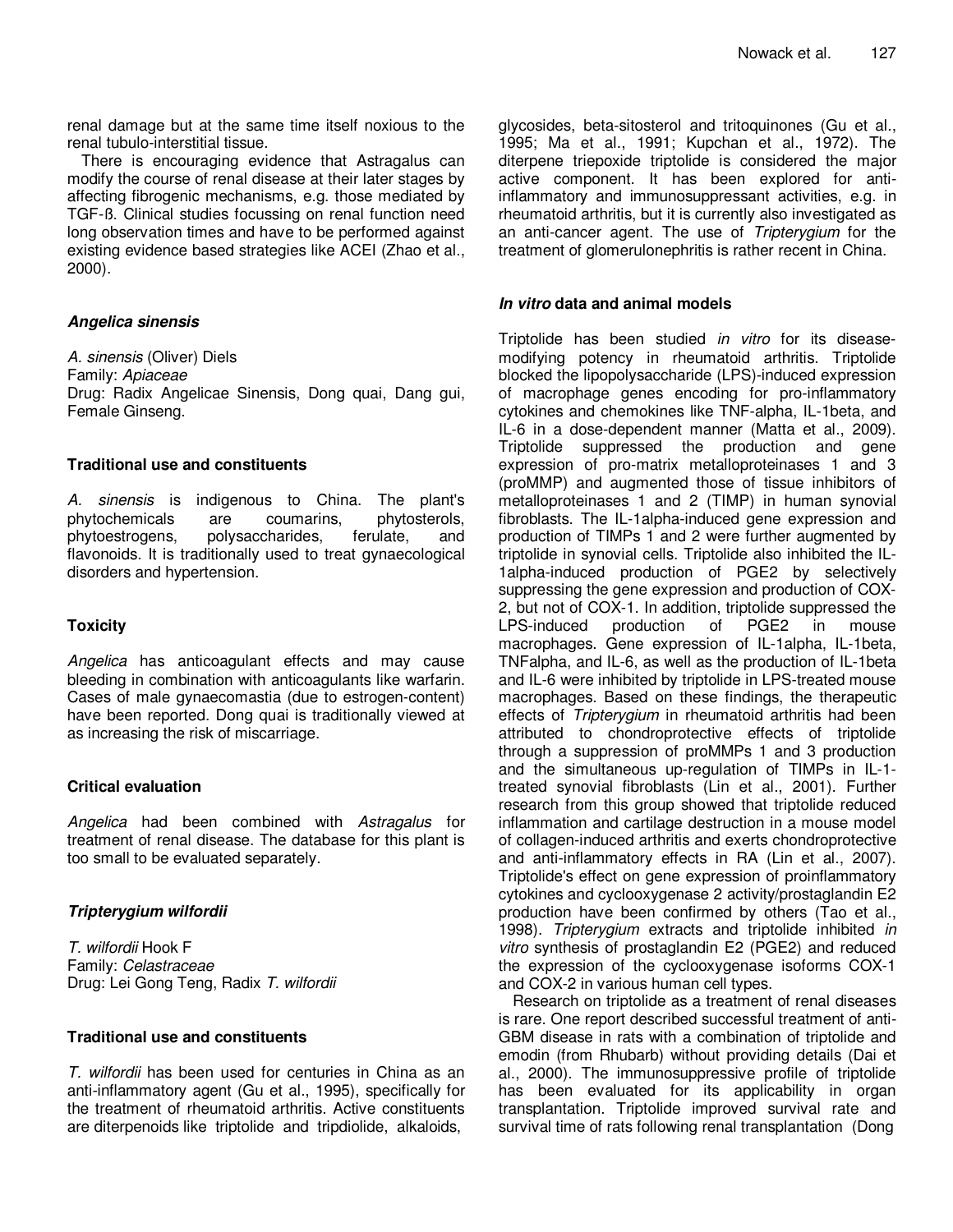renal damage but at the same time itself noxious to the renal tubulo-interstitial tissue.

There is encouraging evidence that Astragalus can modify the course of renal disease at their later stages by affecting fibrogenic mechanisms, e.g. those mediated by TGF-ß. Clinical studies focussing on renal function need long observation times and have to be performed against existing evidence based strategies like ACEI (Zhao et al., 2000).

### *Angelica sinensis*

*A. sinensis* (Oliver) Diels
Family: *Apiaceae*
Drug: Radix Angelicae Sinensis, Dong quai, Dang gui, Female Ginseng.

#### Traditional use and constituents

*A. sinensis* is indigenous to China. The plant's phytochemicals are coumarins, phytosterols, phytoestrogens, polysaccharides, ferulate, and flavonoids. It is traditionally used to treat gynaecological disorders and hypertension.

#### Toxicity

*Angelica* has anticoagulant effects and may cause bleeding in combination with anticoagulants like warfarin. Cases of male gynaecomastia (due to estrogen-content) have been reported. Dong quai is traditionally viewed at as increasing the risk of miscarriage.

#### Critical evaluation

*Angelica* had been combined with *Astragalus* for treatment of renal disease. The database for this plant is too small to be evaluated separately.

### *Tripterygium wilfordii*

*T. wilfordii* Hook F
Family: *Celastraceae*
Drug: Lei Gong Teng, Radix *T. wilfordii*

#### Traditional use and constituents

*T. wilfordii* has been used for centuries in China as an anti-inflammatory agent (Gu et al., 1995), specifically for the treatment of rheumatoid arthritis. Active constituents are diterpenoids like triptolide and tripdiolide, alkaloids, glycosides, beta-sitosterol and tritoquinones (Gu et al., 1995; Ma et al., 1991; Kupchan et al., 1972). The diterpene triepoxide triptolide is considered the major active component. It has been explored for anti-inflammatory and immunosuppressant activities, e.g. in rheumatoid arthritis, but it is currently also investigated as an anti-cancer agent. The use of *Tripterygium* for the treatment of glomerulonephritis is rather recent in China.

#### *In vitro* data and animal models

Triptolide has been studied *in vitro* for its disease-modifying potency in rheumatoid arthritis. Triptolide blocked the lipopolysaccharide (LPS)-induced expression of macrophage genes encoding for pro-inflammatory cytokines and chemokines like TNF-alpha, IL-1beta, and IL-6 in a dose-dependent manner (Matta et al., 2009). Triptolide suppressed the production and gene expression of pro-matrix metalloproteinases 1 and 3 (proMMP) and augmented those of tissue inhibitors of metalloproteinases 1 and 2 (TIMP) in human synovial fibroblasts. The IL-1alpha-induced gene expression and production of TIMPs 1 and 2 were further augmented by triptolide in synovial cells. Triptolide also inhibited the IL-1alpha-induced production of PGE2 by selectively suppressing the gene expression and production of COX-2, but not of COX-1. In addition, triptolide suppressed the LPS-induced production of PGE2 in mouse macrophages. Gene expression of IL-1alpha, IL-1beta, TNFalpha, and IL-6, as well as the production of IL-1beta and IL-6 were inhibited by triptolide in LPS-treated mouse macrophages. Based on these findings, the therapeutic effects of *Tripterygium* in rheumatoid arthritis had been attributed to chondroprotective effects of triptolide through a suppression of proMMPs 1 and 3 production and the simultaneous up-regulation of TIMPs in IL-1-treated synovial fibroblasts (Lin et al., 2001). Further research from this group showed that triptolide reduced inflammation and cartilage destruction in a mouse model of collagen-induced arthritis and exerts chondroprotective and anti-inflammatory effects in RA (Lin et al., 2007). Triptolide's effect on gene expression of proinflammatory cytokines and cyclooxygenase 2 activity/prostaglandin E2 production have been confirmed by others (Tao et al., 1998). *Tripterygium* extracts and triptolide inhibited *in vitro* synthesis of prostaglandin E2 (PGE2) and reduced the expression of the cyclooxygenase isoforms COX-1 and COX-2 in various human cell types.

Research on triptolide as a treatment of renal diseases is rare. One report described successful treatment of anti-GBM disease in rats with a combination of triptolide and emodin (from Rhubarb) without providing details (Dai et al., 2000). The immunosuppressive profile of triptolide has been evaluated for its applicability in organ transplantation. Triptolide improved survival rate and survival time of rats following renal transplantation (Dong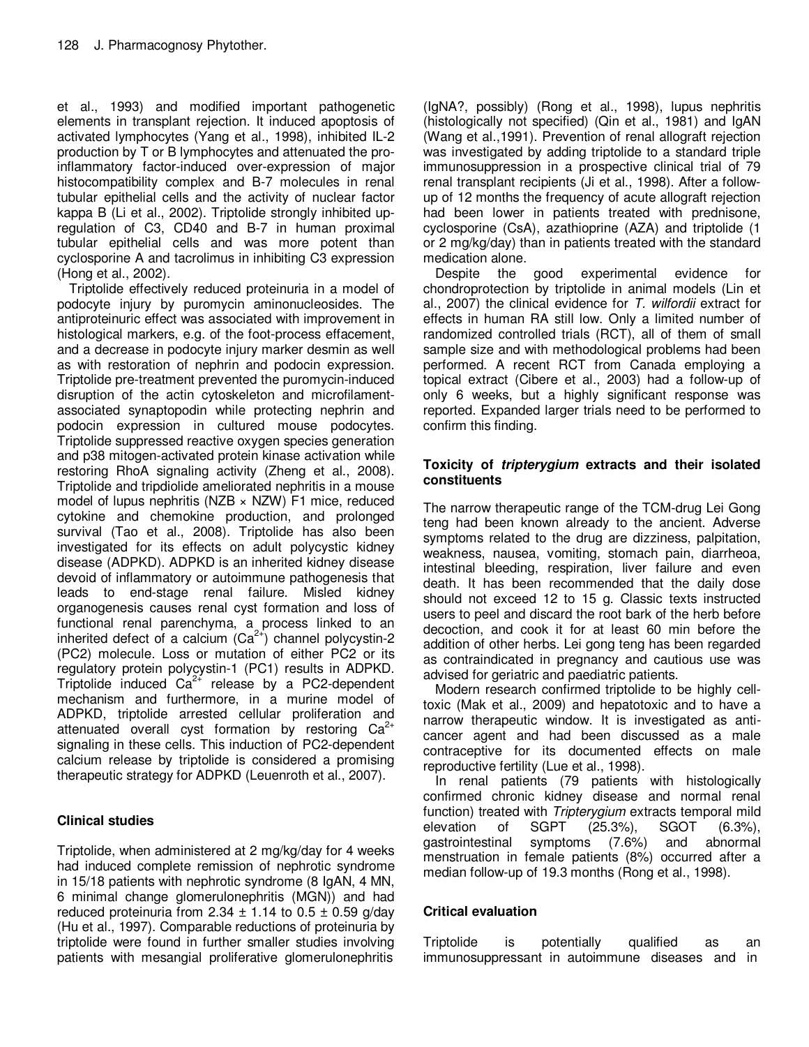et al., 1993) and modified important pathogenetic elements in transplant rejection. It induced apoptosis of activated lymphocytes (Yang et al., 1998), inhibited IL-2 production by T or B lymphocytes and attenuated the pro-inflammatory factor-induced over-expression of major histocompatibility complex and B-7 molecules in renal tubular epithelial cells and the activity of nuclear factor kappa B (Li et al., 2002). Triptolide strongly inhibited up-regulation of C3, CD40 and B-7 in human proximal tubular epithelial cells and was more potent than cyclosporine A and tacrolimus in inhibiting C3 expression (Hong et al., 2002).

Triptolide effectively reduced proteinuria in a model of podocyte injury by puromycin aminonucleosides. The antiproteinuric effect was associated with improvement in histological markers, e.g. of the foot-process effacement, and a decrease in podocyte injury marker desmin as well as with restoration of nephrin and podocin expression. Triptolide pre-treatment prevented the puromycin-induced disruption of the actin cytoskeleton and microfilament-associated synaptopodin while protecting nephrin and podocin expression in cultured mouse podocytes. Triptolide suppressed reactive oxygen species generation and p38 mitogen-activated protein kinase activation while restoring RhoA signaling activity (Zheng et al., 2008). Triptolide and tripdiolide ameliorated nephritis in a mouse model of lupus nephritis (NZB × NZW) F1 mice, reduced cytokine and chemokine production, and prolonged survival (Tao et al., 2008). Triptolide has also been investigated for its effects on adult polycystic kidney disease (ADPKD). ADPKD is an inherited kidney disease devoid of inflammatory or autoimmune pathogenesis that leads to end-stage renal failure. Misled kidney organogenesis causes renal cyst formation and loss of functional renal parenchyma, a process linked to an inherited defect of a calcium ($Ca^{2+}$) channel polycystin-2 (PC2) molecule. Loss or mutation of either PC2 or its regulatory protein polycystin-1 (PC1) results in ADPKD. Triptolide induced $Ca^{2+}$ release by a PC2-dependent mechanism and furthermore, in a murine model of ADPKD, triptolide arrested cellular proliferation and attenuated overall cyst formation by restoring $Ca^{2+}$ signaling in these cells. This induction of PC2-dependent calcium release by triptolide is considered a promising therapeutic strategy for ADPKD (Leuenroth et al., 2007).

## Clinical studies

Triptolide, when administered at 2 mg/kg/day for 4 weeks had induced complete remission of nephrotic syndrome in 15/18 patients with nephrotic syndrome (8 IgAN, 4 MN, 6 minimal change glomerulonephritis (MGN)) and had reduced proteinuria from 2.34 ± 1.14 to 0.5 ± 0.59 g/day (Hu et al., 1997). Comparable reductions of proteinuria by triptolide were found in further smaller studies involving patients with mesangial proliferative glomerulonephritis (IgNA?, possibly) (Rong et al., 1998), lupus nephritis (histologically not specified) (Qin et al., 1981) and IgAN (Wang et al.,1991). Prevention of renal allograft rejection was investigated by adding triptolide to a standard triple immunosuppression in a prospective clinical trial of 79 renal transplant recipients (Ji et al., 1998). After a follow-up of 12 months the frequency of acute allograft rejection had been lower in patients treated with prednisone, cyclosporine (CsA), azathioprine (AZA) and triptolide (1 or 2 mg/kg/day) than in patients treated with the standard medication alone.

Despite the good experimental evidence for chondroprotection by triptolide in animal models (Lin et al., 2007) the clinical evidence for *T. wilfordii* extract for effects in human RA still low. Only a limited number of randomized controlled trials (RCT), all of them of small sample size and with methodological problems had been performed. A recent RCT from Canada employing a topical extract (Cibere et al., 2003) had a follow-up of only 6 weeks, but a highly significant response was reported. Expanded larger trials need to be performed to confirm this finding.

## Toxicity of *tripterygium* extracts and their isolated constituents

The narrow therapeutic range of the TCM-drug Lei Gong teng had been known already to the ancient. Adverse symptoms related to the drug are dizziness, palpitation, weakness, nausea, vomiting, stomach pain, diarrheoa, intestinal bleeding, respiration, liver failure and even death. It has been recommended that the daily dose should not exceed 12 to 15 g. Classic texts instructed users to peel and discard the root bark of the herb before decoction, and cook it for at least 60 min before the addition of other herbs. Lei gong teng has been regarded as contraindicated in pregnancy and cautious use was advised for geriatric and paediatric patients.

Modern research confirmed triptolide to be highly cell-toxic (Mak et al., 2009) and hepatotoxic and to have a narrow therapeutic window. It is investigated as anti-cancer agent and had been discussed as a male contraceptive for its documented effects on male reproductive fertility (Lue et al., 1998).

In renal patients (79 patients with histologically confirmed chronic kidney disease and normal renal function) treated with *Tripterygium* extracts temporal mild elevation of SGPT (25.3%), SGOT (6.3%), gastrointestinal symptoms (7.6%) and abnormal menstruation in female patients (8%) occurred after a median follow-up of 19.3 months (Rong et al., 1998).

## Critical evaluation

Triptolide is potentially qualified as an immunosuppressant in autoimmune diseases and in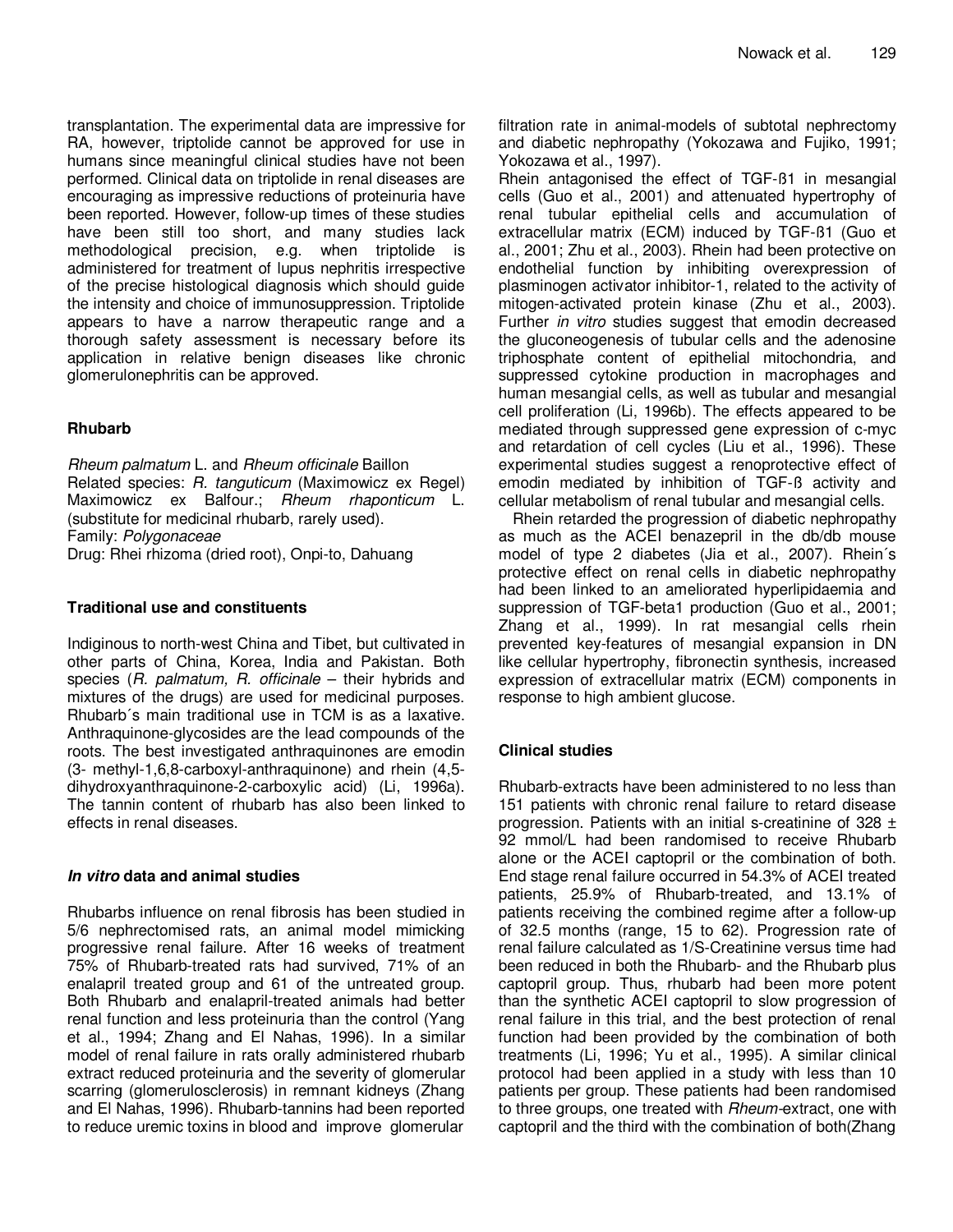transplantation. The experimental data are impressive for RA, however, triptolide cannot be approved for use in humans since meaningful clinical studies have not been performed. Clinical data on triptolide in renal diseases are encouraging as impressive reductions of proteinuria have been reported. However, follow-up times of these studies have been still too short, and many studies lack methodological precision, e.g. when triptolide is administered for treatment of lupus nephritis irrespective of the precise histological diagnosis which should guide the intensity and choice of immunosuppression. Triptolide appears to have a narrow therapeutic range and a thorough safety assessment is necessary before its application in relative benign diseases like chronic glomerulonephritis can be approved.

## Rhubarb

*Rheum palmatum* L. and *Rheum officinale* Baillon
Related species: *R. tanguticum* (Maximowicz ex Regel) Maximowicz ex Balfour.; *Rheum rhaponticum* L. (substitute for medicinal rhubarb, rarely used).
Family: *Polygonaceae*
Drug: Rhei rhizoma (dried root), Onpi-to, Dahuang

### Traditional use and constituents

Indiginous to north-west China and Tibet, but cultivated in other parts of China, Korea, India and Pakistan. Both species (*R. palmatum, R. officinale* – their hybrids and mixtures of the drugs) are used for medicinal purposes. Rhubarb´s main traditional use in TCM is as a laxative. Anthraquinone-glycosides are the lead compounds of the roots. The best investigated anthraquinones are emodin (3- methyl-1,6,8-carboxyl-anthraquinone) and rhein (4,5-dihydroxyanthraquinone-2-carboxylic acid) (Li, 1996a). The tannin content of rhubarb has also been linked to effects in renal diseases.

### *In vitro* data and animal studies

Rhubarbs influence on renal fibrosis has been studied in 5/6 nephrectomised rats, an animal model mimicking progressive renal failure. After 16 weeks of treatment 75% of Rhubarb-treated rats had survived, 71% of an enalapril treated group and 61 of the untreated group. Both Rhubarb and enalapril-treated animals had better renal function and less proteinuria than the control (Yang et al., 1994; Zhang and El Nahas, 1996). In a similar model of renal failure in rats orally administered rhubarb extract reduced proteinuria and the severity of glomerular scarring (glomerulosclerosis) in remnant kidneys (Zhang and El Nahas, 1996). Rhubarb-tannins had been reported to reduce uremic toxins in blood and improve glomerular filtration rate in animal-models of subtotal nephrectomy and diabetic nephropathy (Yokozawa and Fujiko, 1991; Yokozawa et al., 1997).

Rhein antagonised the effect of TGF-ß1 in mesangial cells (Guo et al., 2001) and attenuated hypertrophy of renal tubular epithelial cells and accumulation of extracellular matrix (ECM) induced by TGF-ß1 (Guo et al., 2001; Zhu et al., 2003). Rhein had been protective on endothelial function by inhibiting overexpression of plasminogen activator inhibitor-1, related to the activity of mitogen-activated protein kinase (Zhu et al., 2003). Further *in vitro* studies suggest that emodin decreased the gluconeogenesis of tubular cells and the adenosine triphosphate content of epithelial mitochondria, and suppressed cytokine production in macrophages and human mesangial cells, as well as tubular and mesangial cell proliferation (Li, 1996b). The effects appeared to be mediated through suppressed gene expression of c-myc and retardation of cell cycles (Liu et al., 1996). These experimental studies suggest a renoprotective effect of emodin mediated by inhibition of TGF-ß activity and cellular metabolism of renal tubular and mesangial cells.

Rhein retarded the progression of diabetic nephropathy as much as the ACEI benazepril in the db/db mouse model of type 2 diabetes (Jia et al., 2007). Rhein´s protective effect on renal cells in diabetic nephropathy had been linked to an ameliorated hyperlipidaemia and suppression of TGF-beta1 production (Guo et al., 2001; Zhang et al., 1999). In rat mesangial cells rhein prevented key-features of mesangial expansion in DN like cellular hypertrophy, fibronectin synthesis, increased expression of extracellular matrix (ECM) components in response to high ambient glucose.

### Clinical studies

Rhubarb-extracts have been administered to no less than 151 patients with chronic renal failure to retard disease progression. Patients with an initial s-creatinine of 328 ± 92 mmol/L had been randomised to receive Rhubarb alone or the ACEI captopril or the combination of both. End stage renal failure occurred in 54.3% of ACEI treated patients, 25.9% of Rhubarb-treated, and 13.1% of patients receiving the combined regime after a follow-up of 32.5 months (range, 15 to 62). Progression rate of renal failure calculated as 1/S-Creatinine versus time had been reduced in both the Rhubarb- and the Rhubarb plus captopril group. Thus, rhubarb had been more potent than the synthetic ACEI captopril to slow progression of renal failure in this trial, and the best protection of renal function had been provided by the combination of both treatments (Li, 1996; Yu et al., 1995). A similar clinical protocol had been applied in a study with less than 10 patients per group. These patients had been randomised to three groups, one treated with *Rheum*-extract, one with captopril and the third with the combination of both(Zhang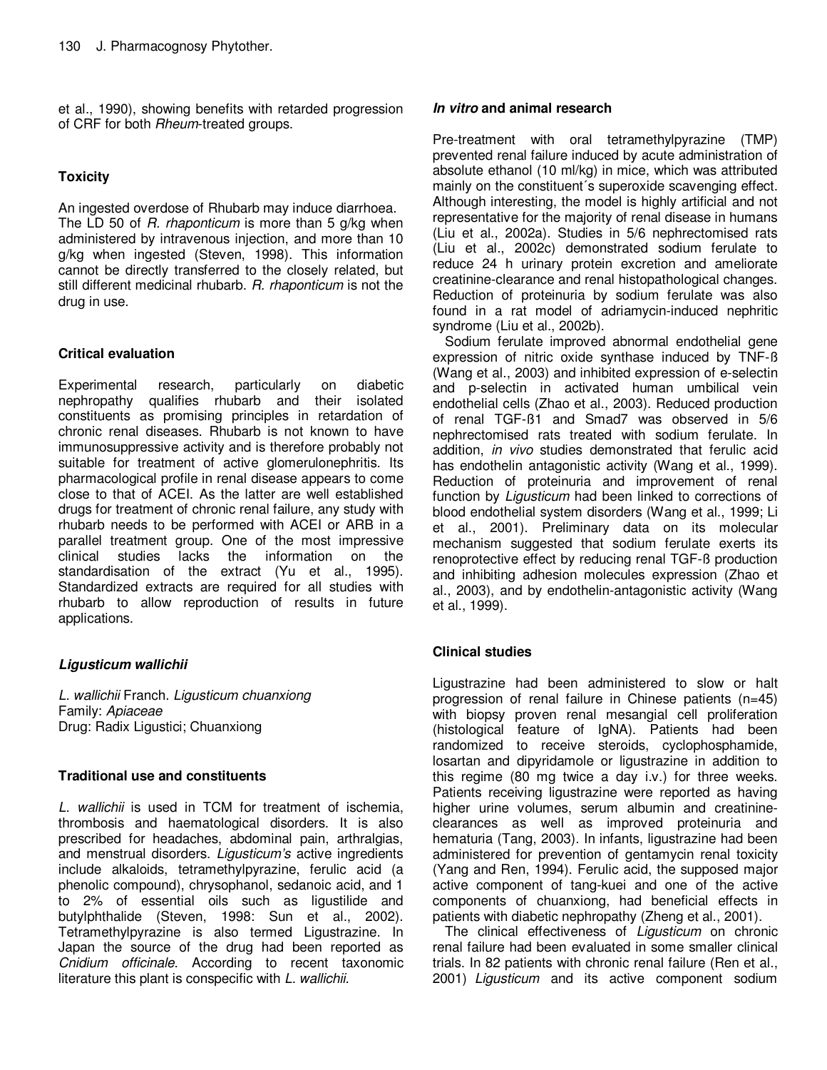et al., 1990), showing benefits with retarded progression of CRF for both *Rheum*-treated groups.

### Toxicity

An ingested overdose of Rhubarb may induce diarrhoea. The LD 50 of *R. rhaponticum* is more than 5 g/kg when administered by intravenous injection, and more than 10 g/kg when ingested (Steven, 1998). This information cannot be directly transferred to the closely related, but still different medicinal rhubarb. *R. rhaponticum* is not the drug in use.

### Critical evaluation

Experimental research, particularly on diabetic nephropathy qualifies rhubarb and their isolated constituents as promising principles in retardation of chronic renal diseases. Rhubarb is not known to have immunosuppressive activity and is therefore probably not suitable for treatment of active glomerulonephritis. Its pharmacological profile in renal disease appears to come close to that of ACEI. As the latter are well established drugs for treatment of chronic renal failure, any study with rhubarb needs to be performed with ACEI or ARB in a parallel treatment group. One of the most impressive clinical studies lacks the information on the standardisation of the extract (Yu et al., 1995). Standardized extracts are required for all studies with rhubarb to allow reproduction of results in future applications.

## *Ligusticum wallichii*

*L. wallichii* Franch. *Ligusticum chuanxiong*
Family: *Apiaceae*
Drug: Radix Ligustici; Chuanxiong

### Traditional use and constituents

*L. wallichii* is used in TCM for treatment of ischemia, thrombosis and haematological disorders. It is also prescribed for headaches, abdominal pain, arthralgias, and menstrual disorders. *Ligusticum's* active ingredients include alkaloids, tetramethylpyrazine, ferulic acid (a phenolic compound), chrysophanol, sedanoic acid, and 1 to 2% of essential oils such as ligustilide and butylphthalide (Steven, 1998: Sun et al., 2002). Tetramethylpyrazine is also termed Ligustrazine. In Japan the source of the drug had been reported as *Cnidium officinale*. According to recent taxonomic literature this plant is conspecific with *L. wallichii*.

### *In vitro* and animal research

Pre-treatment with oral tetramethylpyrazine (TMP) prevented renal failure induced by acute administration of absolute ethanol (10 ml/kg) in mice, which was attributed mainly on the constituent´s superoxide scavenging effect. Although interesting, the model is highly artificial and not representative for the majority of renal disease in humans (Liu et al., 2002a). Studies in 5/6 nephrectomised rats (Liu et al., 2002c) demonstrated sodium ferulate to reduce 24 h urinary protein excretion and ameliorate creatinine-clearance and renal histopathological changes. Reduction of proteinuria by sodium ferulate was also found in a rat model of adriamycin-induced nephritic syndrome (Liu et al., 2002b).

Sodium ferulate improved abnormal endothelial gene expression of nitric oxide synthase induced by TNF-ß (Wang et al., 2003) and inhibited expression of e-selectin and p-selectin in activated human umbilical vein endothelial cells (Zhao et al., 2003). Reduced production of renal TGF-ß1 and Smad7 was observed in 5/6 nephrectomised rats treated with sodium ferulate. In addition, *in vivo* studies demonstrated that ferulic acid has endothelin antagonistic activity (Wang et al., 1999). Reduction of proteinuria and improvement of renal function by *Ligusticum* had been linked to corrections of blood endothelial system disorders (Wang et al., 1999; Li et al., 2001). Preliminary data on its molecular mechanism suggested that sodium ferulate exerts its renoprotective effect by reducing renal TGF-ß production and inhibiting adhesion molecules expression (Zhao et al., 2003), and by endothelin-antagonistic activity (Wang et al., 1999).

### Clinical studies

Ligustrazine had been administered to slow or halt progression of renal failure in Chinese patients (n=45) with biopsy proven renal mesangial cell proliferation (histological feature of IgNA). Patients had been randomized to receive steroids, cyclophosphamide, losartan and dipyridamole or ligustrazine in addition to this regime (80 mg twice a day i.v.) for three weeks. Patients receiving ligustrazine were reported as having higher urine volumes, serum albumin and creatinine-clearances as well as improved proteinuria and hematuria (Tang, 2003). In infants, ligustrazine had been administered for prevention of gentamycin renal toxicity (Yang and Ren, 1994). Ferulic acid, the supposed major active component of tang-kuei and one of the active components of chuanxiong, had beneficial effects in patients with diabetic nephropathy (Zheng et al., 2001).

The clinical effectiveness of *Ligusticum* on chronic renal failure had been evaluated in some smaller clinical trials. In 82 patients with chronic renal failure (Ren et al., 2001) *Ligusticum* and its active component sodium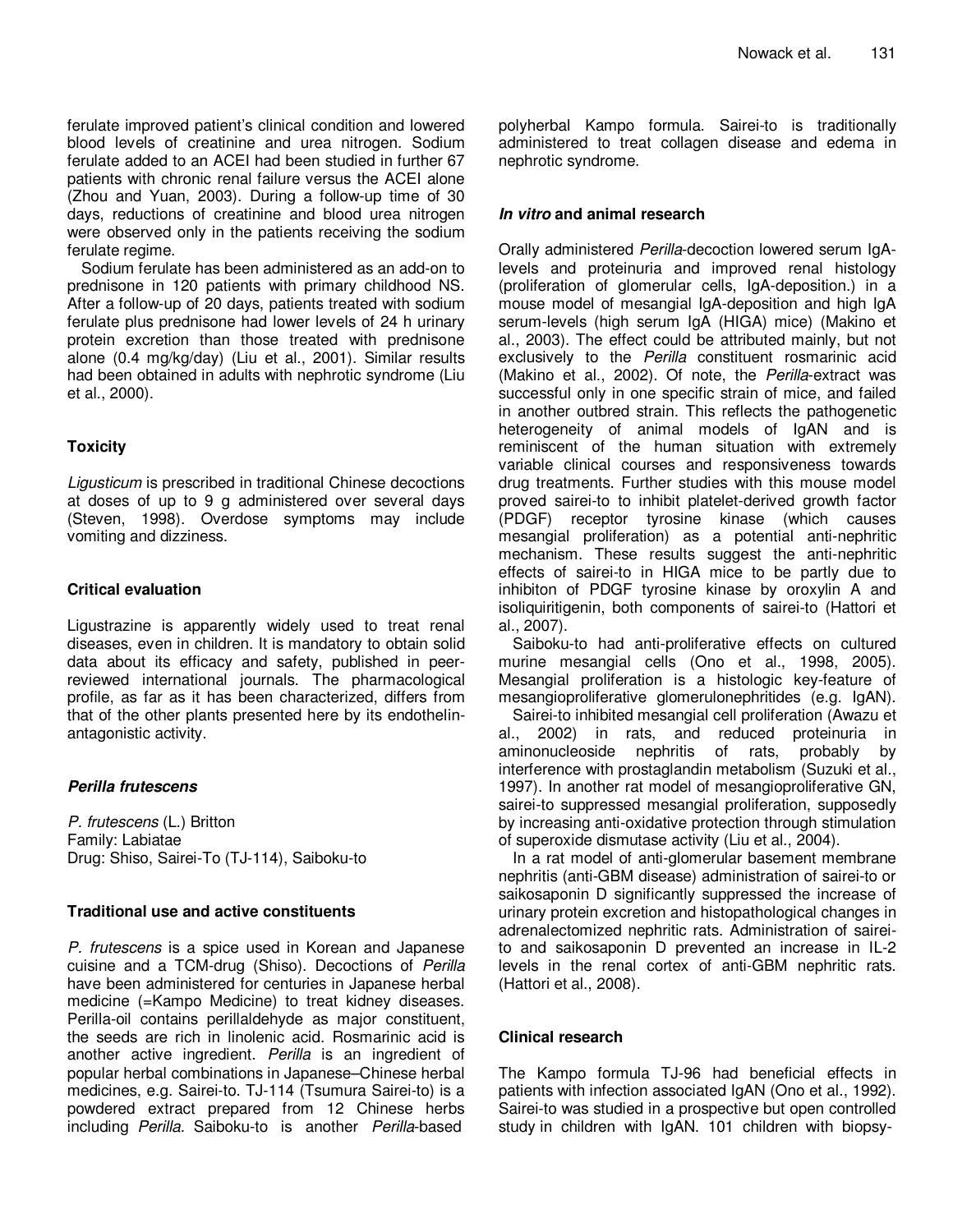ferulate improved patient's clinical condition and lowered blood levels of creatinine and urea nitrogen. Sodium ferulate added to an ACEI had been studied in further 67 patients with chronic renal failure versus the ACEI alone (Zhou and Yuan, 2003). During a follow-up time of 30 days, reductions of creatinine and blood urea nitrogen were observed only in the patients receiving the sodium ferulate regime.

Sodium ferulate has been administered as an add-on to prednisone in 120 patients with primary childhood NS. After a follow-up of 20 days, patients treated with sodium ferulate plus prednisone had lower levels of 24 h urinary protein excretion than those treated with prednisone alone (0.4 mg/kg/day) (Liu et al., 2001). Similar results had been obtained in adults with nephrotic syndrome (Liu et al., 2000).

### Toxicity

*Ligusticum* is prescribed in traditional Chinese decoctions at doses of up to 9 g administered over several days (Steven, 1998). Overdose symptoms may include vomiting and dizziness.

### Critical evaluation

Ligustrazine is apparently widely used to treat renal diseases, even in children. It is mandatory to obtain solid data about its efficacy and safety, published in peer-reviewed international journals. The pharmacological profile, as far as it has been characterized, differs from that of the other plants presented here by its endothelin-antagonistic activity.

## *Perilla frutescens*

*P. frutescens* (L.) Britton
Family: Labiatae
Drug: Shiso, Sairei-To (TJ-114), Saiboku-to

### Traditional use and active constituents

*P. frutescens* is a spice used in Korean and Japanese cuisine and a TCM-drug (Shiso). Decoctions of *Perilla* have been administered for centuries in Japanese herbal medicine (=Kampo Medicine) to treat kidney diseases. Perilla-oil contains perillaldehyde as major constituent, the seeds are rich in linolenic acid. Rosmarinic acid is another active ingredient. *Perilla* is an ingredient of popular herbal combinations in Japanese–Chinese herbal medicines, e.g. Sairei-to. TJ-114 (Tsumura Sairei-to) is a powdered extract prepared from 12 Chinese herbs including *Perilla.* Saiboku-to is another *Perilla*-based polyherbal Kampo formula. Sairei-to is traditionally administered to treat collagen disease and edema in nephrotic syndrome.

### *In vitro* and animal research

Orally administered *Perilla*-decoction lowered serum IgA-levels and proteinuria and improved renal histology (proliferation of glomerular cells, IgA-deposition.) in a mouse model of mesangial IgA-deposition and high IgA serum-levels (high serum IgA (HIGA) mice) (Makino et al., 2003). The effect could be attributed mainly, but not exclusively to the *Perilla* constituent rosmarinic acid (Makino et al., 2002). Of note, the *Perilla*-extract was successful only in one specific strain of mice, and failed in another outbred strain. This reflects the pathogenetic heterogeneity of animal models of IgAN and is reminiscent of the human situation with extremely variable clinical courses and responsiveness towards drug treatments. Further studies with this mouse model proved sairei-to to inhibit platelet-derived growth factor (PDGF) receptor tyrosine kinase (which causes mesangial proliferation) as a potential anti-nephritic mechanism. These results suggest the anti-nephritic effects of sairei-to in HIGA mice to be partly due to inhibiton of PDGF tyrosine kinase by oroxylin A and isoliquiritigenin, both components of sairei-to (Hattori et al., 2007).

Saiboku-to had anti-proliferative effects on cultured murine mesangial cells (Ono et al., 1998, 2005). Mesangial proliferation is a histologic key-feature of mesangioproliferative glomerulonephritides (e.g. IgAN).

Sairei-to inhibited mesangial cell proliferation (Awazu et al., 2002) in rats, and reduced proteinuria in aminonucleoside nephritis of rats, probably by interference with prostaglandin metabolism (Suzuki et al., 1997). In another rat model of mesangioproliferative GN, sairei-to suppressed mesangial proliferation, supposedly by increasing anti-oxidative protection through stimulation of superoxide dismutase activity (Liu et al., 2004).

In a rat model of anti-glomerular basement membrane nephritis (anti-GBM disease) administration of sairei-to or saikosaponin D significantly suppressed the increase of urinary protein excretion and histopathological changes in adrenalectomized nephritic rats. Administration of sairei-to and saikosaponin D prevented an increase in IL-2 levels in the renal cortex of anti-GBM nephritic rats. (Hattori et al., 2008).

### Clinical research

The Kampo formula TJ-96 had beneficial effects in patients with infection associated IgAN (Ono et al., 1992). Sairei-to was studied in a prospective but open controlled study in children with IgAN. 101 children with biopsy-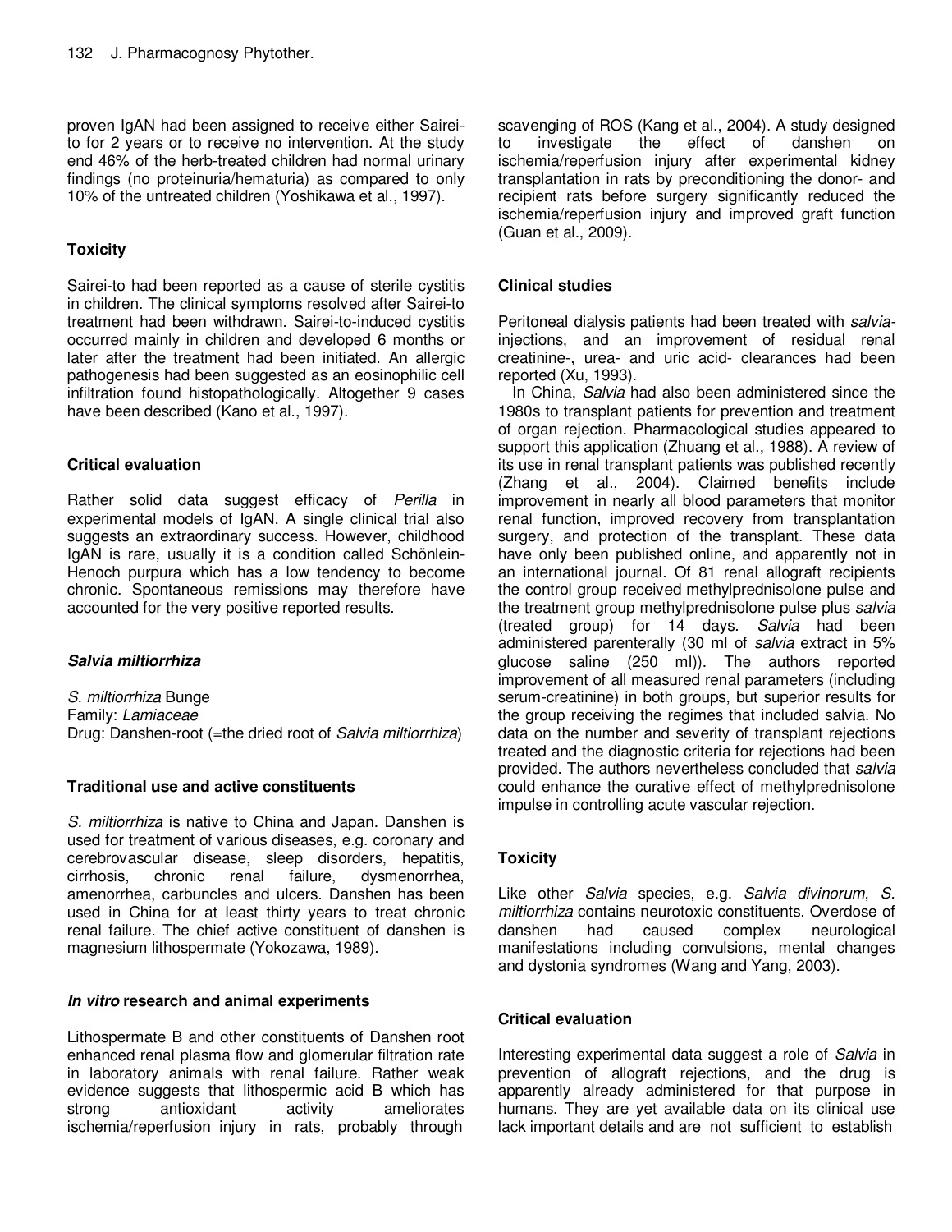proven IgAN had been assigned to receive either Sairei-to for 2 years or to receive no intervention. At the study end 46% of the herb-treated children had normal urinary findings (no proteinuria/hematuria) as compared to only 10% of the untreated children (Yoshikawa et al., 1997).

### Toxicity

Sairei-to had been reported as a cause of sterile cystitis in children. The clinical symptoms resolved after Sairei-to treatment had been withdrawn. Sairei-to-induced cystitis occurred mainly in children and developed 6 months or later after the treatment had been initiated. An allergic pathogenesis had been suggested as an eosinophilic cell infiltration found histopathologically. Altogether 9 cases have been described (Kano et al., 1997).

### Critical evaluation

Rather solid data suggest efficacy of *Perilla* in experimental models of IgAN. A single clinical trial also suggests an extraordinary success. However, childhood IgAN is rare, usually it is a condition called Schönlein-Henoch purpura which has a low tendency to become chronic. Spontaneous remissions may therefore have accounted for the very positive reported results.

## *Salvia miltiorrhiza*

*S. miltiorrhiza* Bunge
Family: *Lamiaceae*
Drug: Danshen-root (=the dried root of *Salvia miltiorrhiza*)

### Traditional use and active constituents

*S. miltiorrhiza* is native to China and Japan. Danshen is used for treatment of various diseases, e.g. coronary and cerebrovascular disease, sleep disorders, hepatitis, cirrhosis, chronic renal failure, dysmenorrhea, amenorrhea, carbuncles and ulcers. Danshen has been used in China for at least thirty years to treat chronic renal failure. The chief active constituent of danshen is magnesium lithospermate (Yokozawa, 1989).

### *In vitro* research and animal experiments

Lithospermate B and other constituents of Danshen root enhanced renal plasma flow and glomerular filtration rate in laboratory animals with renal failure. Rather weak evidence suggests that lithospermic acid B which has strong antioxidant activity ameliorates ischemia/reperfusion injury in rats, probably through scavenging of ROS (Kang et al., 2004). A study designed to investigate the effect of danshen on ischemia/reperfusion injury after experimental kidney transplantation in rats by preconditioning the donor- and recipient rats before surgery significantly reduced the ischemia/reperfusion injury and improved graft function (Guan et al., 2009).

### Clinical studies

Peritoneal dialysis patients had been treated with *salvia*-injections, and an improvement of residual renal creatinine-, urea- and uric acid- clearances had been reported (Xu, 1993).

In China, *Salvia* had also been administered since the 1980s to transplant patients for prevention and treatment of organ rejection. Pharmacological studies appeared to support this application (Zhuang et al., 1988). A review of its use in renal transplant patients was published recently (Zhang et al., 2004). Claimed benefits include improvement in nearly all blood parameters that monitor renal function, improved recovery from transplantation surgery, and protection of the transplant. These data have only been published online, and apparently not in an international journal. Of 81 renal allograft recipients the control group received methylprednisolone pulse and the treatment group methylprednisolone pulse plus *salvia* (treated group) for 14 days. *Salvia* had been administered parenterally (30 ml of *salvia* extract in 5% glucose saline (250 ml)). The authors reported improvement of all measured renal parameters (including serum-creatinine) in both groups, but superior results for the group receiving the regimes that included salvia. No data on the number and severity of transplant rejections treated and the diagnostic criteria for rejections had been provided. The authors nevertheless concluded that *salvia* could enhance the curative effect of methylprednisolone impulse in controlling acute vascular rejection.

### Toxicity

Like other *Salvia* species, e.g. *Salvia divinorum*, *S. miltiorrhiza* contains neurotoxic constituents. Overdose of danshen had caused complex neurological manifestations including convulsions, mental changes and dystonia syndromes (Wang and Yang, 2003).

### Critical evaluation

Interesting experimental data suggest a role of *Salvia* in prevention of allograft rejections, and the drug is apparently already administered for that purpose in humans. They are yet available data on its clinical use lack important details and are not sufficient to establish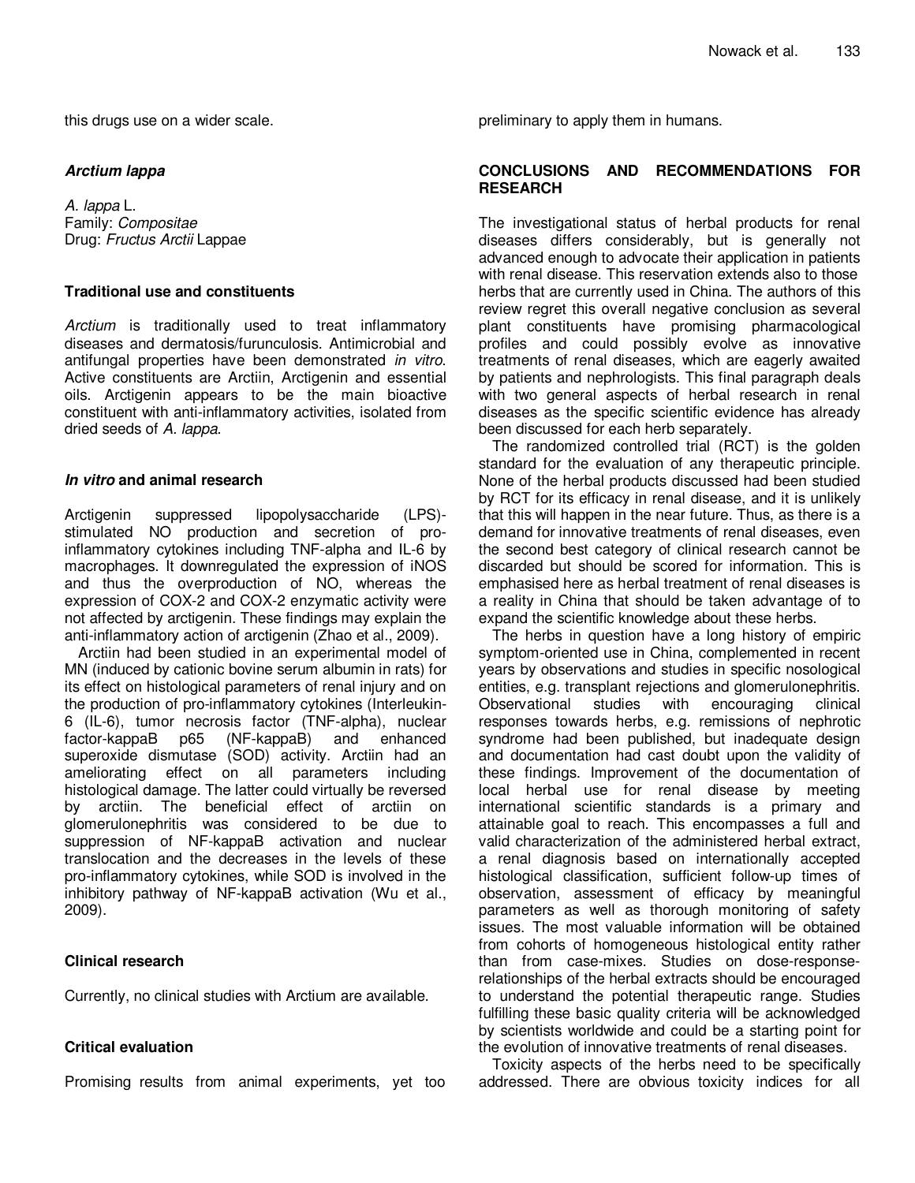this drugs use on a wider scale.

### *Arctium lappa*

*A. lappa* L.
Family: *Compositae*
Drug: *Fructus Arctii* Lappae

#### Traditional use and constituents

*Arctium* is traditionally used to treat inflammatory diseases and dermatosis/furunculosis. Antimicrobial and antifungal properties have been demonstrated *in vitro*. Active constituents are Arctiin, Arctigenin and essential oils. Arctigenin appears to be the main bioactive constituent with anti-inflammatory activities, isolated from dried seeds of *A. lappa*.

#### *In vitro* and animal research

Arctigenin suppressed lipopolysaccharide (LPS)-stimulated NO production and secretion of pro-inflammatory cytokines including TNF-alpha and IL-6 by macrophages. It downregulated the expression of iNOS and thus the overproduction of NO, whereas the expression of COX-2 and COX-2 enzymatic activity were not affected by arctigenin. These findings may explain the anti-inflammatory action of arctigenin (Zhao et al., 2009).

Arctiin had been studied in an experimental model of MN (induced by cationic bovine serum albumin in rats) for its effect on histological parameters of renal injury and on the production of pro-inflammatory cytokines (Interleukin-6 (IL-6), tumor necrosis factor (TNF-alpha), nuclear factor-kappaB p65 (NF-kappaB) and enhanced superoxide dismutase (SOD) activity. Arctiin had an ameliorating effect on all parameters including histological damage. The latter could virtually be reversed by arctiin. The beneficial effect of arctiin on glomerulonephritis was considered to be due to suppression of NF-kappaB activation and nuclear translocation and the decreases in the levels of these pro-inflammatory cytokines, while SOD is involved in the inhibitory pathway of NF-kappaB activation (Wu et al., 2009).

#### Clinical research

Currently, no clinical studies with Arctium are available.

#### Critical evaluation

Promising results from animal experiments, yet too preliminary to apply them in humans.

## CONCLUSIONS AND RECOMMENDATIONS FOR RESEARCH

The investigational status of herbal products for renal diseases differs considerably, but is generally not advanced enough to advocate their application in patients with renal disease. This reservation extends also to those herbs that are currently used in China. The authors of this review regret this overall negative conclusion as several plant constituents have promising pharmacological profiles and could possibly evolve as innovative treatments of renal diseases, which are eagerly awaited by patients and nephrologists. This final paragraph deals with two general aspects of herbal research in renal diseases as the specific scientific evidence has already been discussed for each herb separately.

The randomized controlled trial (RCT) is the golden standard for the evaluation of any therapeutic principle. None of the herbal products discussed had been studied by RCT for its efficacy in renal disease, and it is unlikely that this will happen in the near future. Thus, as there is a demand for innovative treatments of renal diseases, even the second best category of clinical research cannot be discarded but should be scored for information. This is emphasised here as herbal treatment of renal diseases is a reality in China that should be taken advantage of to expand the scientific knowledge about these herbs.

The herbs in question have a long history of empiric symptom-oriented use in China, complemented in recent years by observations and studies in specific nosological entities, e.g. transplant rejections and glomerulonephritis. Observational studies with encouraging clinical responses towards herbs, e.g. remissions of nephrotic syndrome had been published, but inadequate design and documentation had cast doubt upon the validity of these findings. Improvement of the documentation of local herbal use for renal disease by meeting international scientific standards is a primary and attainable goal to reach. This encompasses a full and valid characterization of the administered herbal extract, a renal diagnosis based on internationally accepted histological classification, sufficient follow-up times of observation, assessment of efficacy by meaningful parameters as well as thorough monitoring of safety issues. The most valuable information will be obtained from cohorts of homogeneous histological entity rather than from case-mixes. Studies on dose-response-relationships of the herbal extracts should be encouraged to understand the potential therapeutic range. Studies fulfilling these basic quality criteria will be acknowledged by scientists worldwide and could be a starting point for the evolution of innovative treatments of renal diseases.

Toxicity aspects of the herbs need to be specifically addressed. There are obvious toxicity indices for all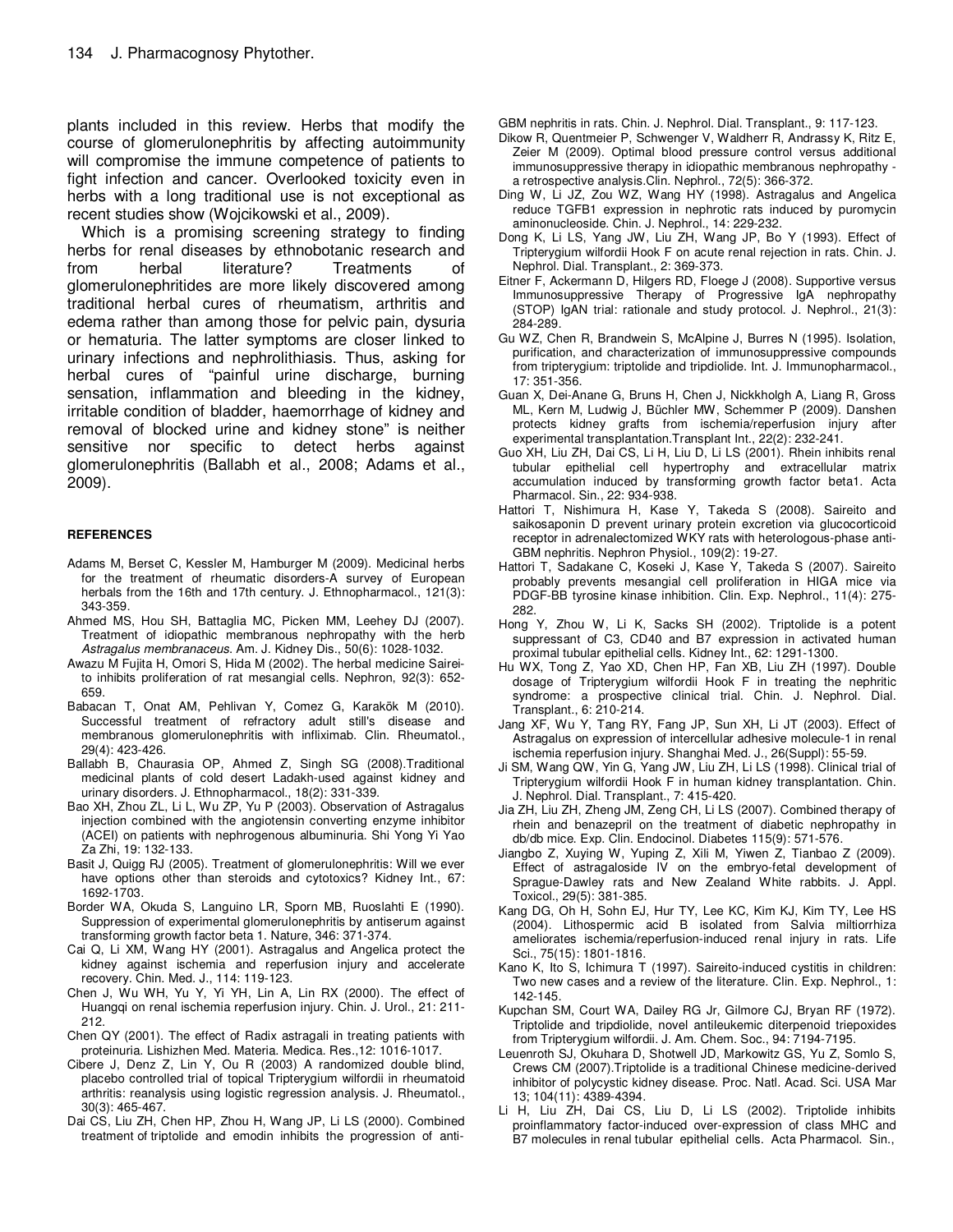plants included in this review. Herbs that modify the course of glomerulonephritis by affecting autoimmunity will compromise the immune competence of patients to fight infection and cancer. Overlooked toxicity even in herbs with a long traditional use is not exceptional as recent studies show (Wojcikowski et al., 2009).

Which is a promising screening strategy to finding herbs for renal diseases by ethnobotanic research and from herbal literature? Treatments of glomerulonephritides are more likely discovered among traditional herbal cures of rheumatism, arthritis and edema rather than among those for pelvic pain, dysuria or hematuria. The latter symptoms are closer linked to urinary infections and nephrolithiasis. Thus, asking for herbal cures of "painful urine discharge, burning sensation, inflammation and bleeding in the kidney, irritable condition of bladder, haemorrhage of kidney and removal of blocked urine and kidney stone" is neither sensitive nor specific to detect herbs against glomerulonephritis (Ballabh et al., 2008; Adams et al., 2009).

## REFERENCES

Adams M, Berset C, Kessler M, Hamburger M (2009). Medicinal herbs for the treatment of rheumatic disorders-A survey of European herbals from the 16th and 17th century. J. Ethnopharmacol., 121(3): 343-359.

Ahmed MS, Hou SH, Battaglia MC, Picken MM, Leehey DJ (2007). Treatment of idiopathic membranous nephropathy with the herb *Astragalus membranaceus*. Am. J. Kidney Dis., 50(6): 1028-1032.

Awazu M Fujita H, Omori S, Hida M (2002). The herbal medicine Sairei-to inhibits proliferation of rat mesangial cells. Nephron, 92(3): 652-659.

Babacan T, Onat AM, Pehlivan Y, Comez G, Karakök M (2010). Successful treatment of refractory adult still's disease and membranous glomerulonephritis with infliximab. Clin. Rheumatol., 29(4): 423-426.

Ballabh B, Chaurasia OP, Ahmed Z, Singh SG (2008).Traditional medicinal plants of cold desert Ladakh-used against kidney and urinary disorders. J. Ethnopharmacol., 18(2): 331-339.

Bao XH, Zhou ZL, Li L, Wu ZP, Yu P (2003). Observation of Astragalus injection combined with the angiotensin converting enzyme inhibitor (ACEI) on patients with nephrogenous albuminuria. Shi Yong Yi Yao Za Zhi, 19: 132-133.

Basit J, Quigg RJ (2005). Treatment of glomerulonephritis: Will we ever have options other than steroids and cytotoxics? Kidney Int., 67: 1692-1703.

Border WA, Okuda S, Languino LR, Sporn MB, Ruoslahti E (1990). Suppression of experimental glomerulonephritis by antiserum against transforming growth factor beta 1. Nature, 346: 371-374.

Cai Q, Li XM, Wang HY (2001). Astragalus and Angelica protect the kidney against ischemia and reperfusion injury and accelerate recovery. Chin. Med. J., 114: 119-123.

Chen J, Wu WH, Yu Y, Yi YH, Lin A, Lin RX (2000). The effect of Huangqi on renal ischemia reperfusion injury. Chin. J. Urol., 21: 211-212.

Chen QY (2001). The effect of Radix astragali in treating patients with proteinuria. Lishizhen Med. Materia. Medica. Res.,12: 1016-1017.

Cibere J, Denz Z, Lin Y, Ou R (2003) A randomized double blind, placebo controlled trial of topical Tripterygium wilfordii in rheumatoid arthritis: reanalysis using logistic regression analysis. J. Rheumatol., 30(3): 465-467.

Dai CS, Liu ZH, Chen HP, Zhou H, Wang JP, Li LS (2000). Combined treatment of triptolide and emodin inhibits the progression of anti-GBM nephritis in rats. Chin. J. Nephrol. Dial. Transplant., 9: 117-123.

Dikow R, Quentmeier P, Schwenger V, Waldherr R, Andrassy K, Ritz E, Zeier M (2009). Optimal blood pressure control versus additional immunosuppressive therapy in idiopathic membranous nephropathy - a retrospective analysis.Clin. Nephrol., 72(5): 366-372.

Ding W, Li JZ, Zou WZ, Wang HY (1998). Astragalus and Angelica reduce TGFB1 expression in nephrotic rats induced by puromycin aminonucleoside. Chin. J. Nephrol., 14: 229-232.

Dong K, Li LS, Yang JW, Liu ZH, Wang JP, Bo Y (1993). Effect of Tripterygium wilfordii Hook F on acute renal rejection in rats. Chin. J. Nephrol. Dial. Transplant., 2: 369-373.

Eitner F, Ackermann D, Hilgers RD, Floege J (2008). Supportive versus Immunosuppressive Therapy of Progressive IgA nephropathy (STOP) IgAN trial: rationale and study protocol. J. Nephrol., 21(3): 284-289.

Gu WZ, Chen R, Brandwein S, McAlpine J, Burres N (1995). Isolation, purification, and characterization of immunosuppressive compounds from tripterygium: triptolide and tripdiolide. Int. J. Immunopharmacol., 17: 351-356.

Guan X, Dei-Anane G, Bruns H, Chen J, Nickkholgh A, Liang R, Gross ML, Kern M, Ludwig J, Büchler MW, Schemmer P (2009). Danshen protects kidney grafts from ischemia/reperfusion injury after experimental transplantation.Transplant Int., 22(2): 232-241.

Guo XH, Liu ZH, Dai CS, Li H, Liu D, Li LS (2001). Rhein inhibits renal tubular epithelial cell hypertrophy and extracellular matrix accumulation induced by transforming growth factor beta1. Acta Pharmacol. Sin., 22: 934-938.

Hattori T, Nishimura H, Kase Y, Takeda S (2008). Saireito and saikosaponin D prevent urinary protein excretion via glucocorticoid receptor in adrenalectomized WKY rats with heterologous-phase anti-GBM nephritis. Nephron Physiol., 109(2): 19-27.

Hattori T, Sadakane C, Koseki J, Kase Y, Takeda S (2007). Saireito probably prevents mesangial cell proliferation in HIGA mice via PDGF-BB tyrosine kinase inhibition. Clin. Exp. Nephrol., 11(4): 275-282.

Hong Y, Zhou W, Li K, Sacks SH (2002). Triptolide is a potent suppressant of C3, CD40 and B7 expression in activated human proximal tubular epithelial cells. Kidney Int., 62: 1291-1300.

Hu WX, Tong Z, Yao XD, Chen HP, Fan XB, Liu ZH (1997). Double dosage of Tripterygium wilfordii Hook F in treating the nephritic syndrome: a prospective clinical trial. Chin. J. Nephrol. Dial. Transplant., 6: 210-214.

Jang XF, Wu Y, Tang RY, Fang JP, Sun XH, Li JT (2003). Effect of Astragalus on expression of intercellular adhesive molecule-1 in renal ischemia reperfusion injury. Shanghai Med. J., 26(Suppl): 55-59.

Ji SM, Wang QW, Yin G, Yang JW, Liu ZH, Li LS (1998). Clinical trial of Tripterygium wilfordii Hook F in human kidney transplantation. Chin. J. Nephrol. Dial. Transplant., 7: 415-420.

Jia ZH, Liu ZH, Zheng JM, Zeng CH, Li LS (2007). Combined therapy of rhein and benazepril on the treatment of diabetic nephropathy in db/db mice. Exp. Clin. Endocinol. Diabetes 115(9): 571-576.

Jiangbo Z, Xuying W, Yuping Z, Xili M, Yiwen Z, Tianbao Z (2009). Effect of astragaloside IV on the embryo-fetal development of Sprague-Dawley rats and New Zealand White rabbits. J. Appl. Toxicol., 29(5): 381-385.

Kang DG, Oh H, Sohn EJ, Hur TY, Lee KC, Kim KJ, Kim TY, Lee HS (2004). Lithospermic acid B isolated from Salvia miltiorrhiza ameliorates ischemia/reperfusion-induced renal injury in rats. Life Sci., 75(15): 1801-1816.

Kano K, Ito S, Ichimura T (1997). Saireito-induced cystitis in children: Two new cases and a review of the literature. Clin. Exp. Nephrol., 1: 142-145.

Kupchan SM, Court WA, Dailey RG Jr, Gilmore CJ, Bryan RF (1972). Triptolide and tripdiolide, novel antileukemic diterpenoid triepoxides from Tripterygium wilfordii. J. Am. Chem. Soc., 94: 7194-7195.

Leuenroth SJ, Okuhara D, Shotwell JD, Markowitz GS, Yu Z, Somlo S, Crews CM (2007).Triptolide is a traditional Chinese medicine-derived inhibitor of polycystic kidney disease. Proc. Natl. Acad. Sci. USA Mar 13; 104(11): 4389-4394.

Li H, Liu ZH, Dai CS, Liu D, Li LS (2002). Triptolide inhibits proinflammatory factor-induced over-expression of class MHC and B7 molecules in renal tubular epithelial cells. Acta Pharmacol. Sin.,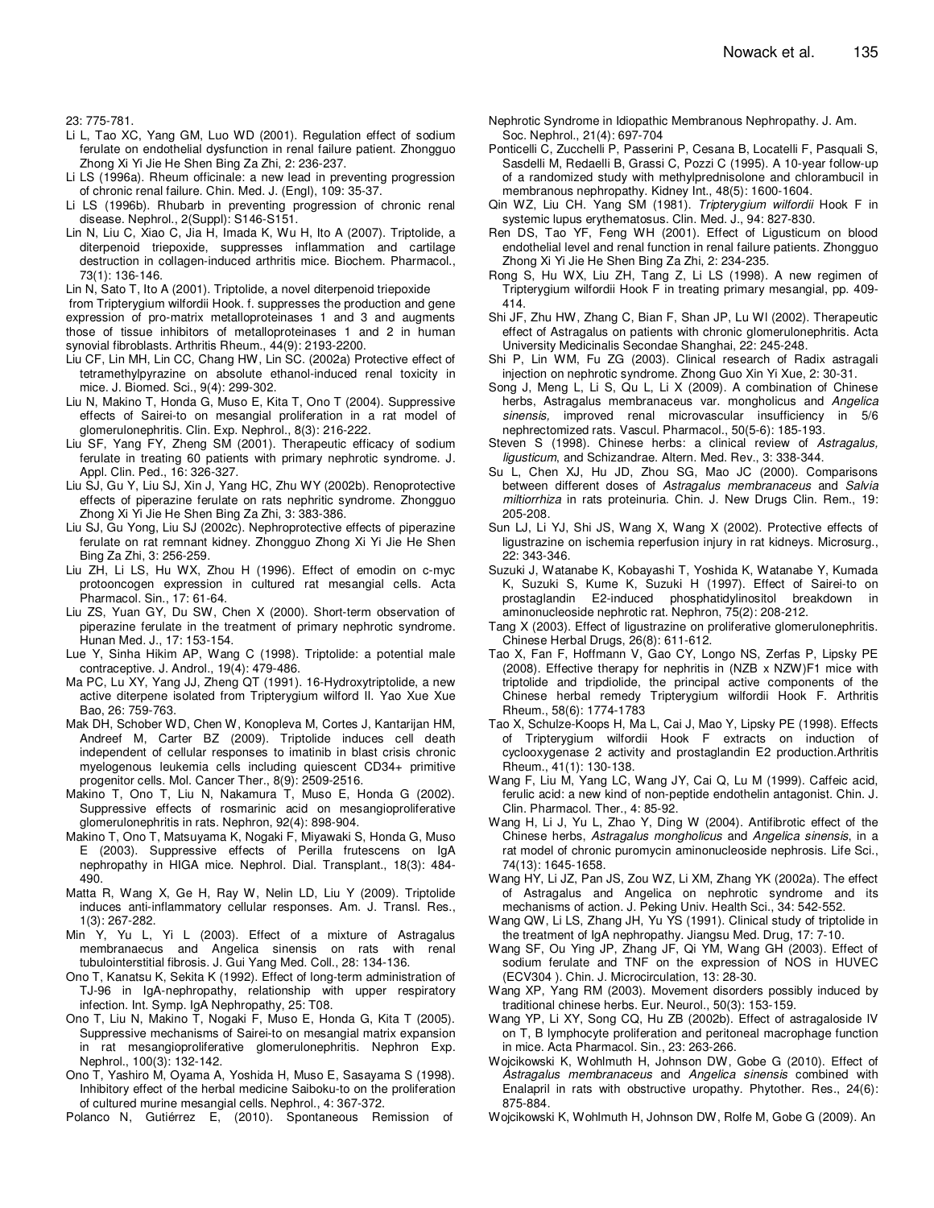23: 775-781.

Li L, Tao XC, Yang GM, Luo WD (2001). Regulation effect of sodium ferulate on endothelial dysfunction in renal failure patient. Zhongguo Zhong Xi Yi Jie He Shen Bing Za Zhi, 2: 236-237.

Li LS (1996a). Rheum officinale: a new lead in preventing progression of chronic renal failure. Chin. Med. J. (Engl), 109: 35-37.

Li LS (1996b). Rhubarb in preventing progression of chronic renal disease. Nephrol., 2(Suppl): S146-S151.

Lin N, Liu C, Xiao C, Jia H, Imada K, Wu H, Ito A (2007). Triptolide, a diterpenoid triepoxide, suppresses inflammation and cartilage destruction in collagen-induced arthritis mice. Biochem. Pharmacol., 73(1): 136-146.

Lin N, Sato T, Ito A (2001). Triptolide, a novel diterpenoid triepoxide from Tripterygium wilfordii Hook. f. suppresses the production and gene expression of pro-matrix metalloproteinases 1 and 3 and augments those of tissue inhibitors of metalloproteinases 1 and 2 in human synovial fibroblasts. Arthritis Rheum., 44(9): 2193-2200.

Liu CF, Lin MH, Lin CC, Chang HW, Lin SC. (2002a) Protective effect of tetramethylpyrazine on absolute ethanol-induced renal toxicity in mice. J. Biomed. Sci., 9(4): 299-302.

Liu N, Makino T, Honda G, Muso E, Kita T, Ono T (2004). Suppressive effects of Sairei-to on mesangial proliferation in a rat model of glomerulonephritis. Clin. Exp. Nephrol., 8(3): 216-222.

Liu SF, Yang FY, Zheng SM (2001). Therapeutic efficacy of sodium ferulate in treating 60 patients with primary nephrotic syndrome. J. Appl. Clin. Ped., 16: 326-327.

Liu SJ, Gu Y, Liu SJ, Xin J, Yang HC, Zhu WY (2002b). Renoprotective effects of piperazine ferulate on rats nephritic syndrome. Zhongguo Zhong Xi Yi Jie He Shen Bing Za Zhi, 3: 383-386.

Liu SJ, Gu Yong, Liu SJ (2002c). Nephroprotective effects of piperazine ferulate on rat remnant kidney. Zhongguo Zhong Xi Yi Jie He Shen Bing Za Zhi, 3: 256-259.

Liu ZH, Li LS, Hu WX, Zhou H (1996). Effect of emodin on c-myc protooncogen expression in cultured rat mesangial cells. Acta Pharmacol. Sin., 17: 61-64.

Liu ZS, Yuan GY, Du SW, Chen X (2000). Short-term observation of piperazine ferulate in the treatment of primary nephrotic syndrome. Hunan Med. J., 17: 153-154.

Lue Y, Sinha Hikim AP, Wang C (1998). Triptolide: a potential male contraceptive. J. Androl., 19(4): 479-486.

Ma PC, Lu XY, Yang JJ, Zheng QT (1991). 16-Hydroxytriptolide, a new active diterpene isolated from Tripterygium wilford II. Yao Xue Xue Bao, 26: 759-763.

Mak DH, Schober WD, Chen W, Konopleva M, Cortes J, Kantarijan HM, Andreef M, Carter BZ (2009). Triptolide induces cell death independent of cellular responses to imatinib in blast crisis chronic myelogenous leukemia cells including quiescent CD34+ primitive progenitor cells. Mol. Cancer Ther., 8(9): 2509-2516.

Makino T, Ono T, Liu N, Nakamura T, Muso E, Honda G (2002). Suppressive effects of rosmarinic acid on mesangioproliferative glomerulonephritis in rats. Nephron, 92(4): 898-904.

Makino T, Ono T, Matsuyama K, Nogaki F, Miyawaki S, Honda G, Muso E (2003). Suppressive effects of Perilla frutescens on IgA nephropathy in HIGA mice. Nephrol. Dial. Transplant., 18(3): 484-490.

Matta R, Wang X, Ge H, Ray W, Nelin LD, Liu Y (2009). Triptolide induces anti-inflammatory cellular responses. Am. J. Transl. Res., 1(3): 267-282.

Min Y, Yu L, Yi L (2003). Effect of a mixture of Astragalus membranaecus and Angelica sinensis on rats with renal tubulointerstitial fibrosis. J. Gui Yang Med. Coll., 28: 134-136.

Ono T, Kanatsu K, Sekita K (1992). Effect of long-term administration of TJ-96 in IgA-nephropathy, relationship with upper respiratory infection. Int. Symp. IgA Nephropathy, 25: T08.

Ono T, Liu N, Makino T, Nogaki F, Muso E, Honda G, Kita T (2005). Suppressive mechanisms of Sairei-to on mesangial matrix expansion in rat mesangioproliferative glomerulonephritis. Nephron Exp. Nephrol., 100(3): 132-142.

Ono T, Yashiro M, Oyama A, Yoshida H, Muso E, Sasayama S (1998). Inhibitory effect of the herbal medicine Saiboku-to on the proliferation of cultured murine mesangial cells. Nephrol., 4: 367-372.

Polanco N, Gutiérrez E, (2010). Spontaneous Remission of Nephrotic Syndrome in Idiopathic Membranous Nephropathy. J. Am. Soc. Nephrol., 21(4): 697-704

Ponticelli C, Zucchelli P, Passerini P, Cesana B, Locatelli F, Pasquali S, Sasdelli M, Redaelli B, Grassi C, Pozzi C (1995). A 10-year follow-up of a randomized study with methylprednisolone and chlorambucil in membranous nephropathy. Kidney Int., 48(5): 1600-1604.

Qin WZ, Liu CH. Yang SM (1981). *Tripterygium wilfordii* Hook F in systemic lupus erythematosus. Clin. Med. J., 94: 827-830.

Ren DS, Tao YF, Feng WH (2001). Effect of Ligusticum on blood endothelial level and renal function in renal failure patients. Zhongguo Zhong Xi Yi Jie He Shen Bing Za Zhi, 2: 234-235.

Rong S, Hu WX, Liu ZH, Tang Z, Li LS (1998). A new regimen of Tripterygium wilfordii Hook F in treating primary mesangial, pp. 409-414.

Shi JF, Zhu HW, Zhang C, Bian F, Shan JP, Lu WI (2002). Therapeutic effect of Astragalus on patients with chronic glomerulonephritis. Acta University Medicinalis Secondae Shanghai, 22: 245-248.

Shi P, Lin WM, Fu ZG (2003). Clinical research of Radix astragali injection on nephrotic syndrome. Zhong Guo Xin Yi Xue, 2: 30-31.

Song J, Meng L, Li S, Qu L, Li X (2009). A combination of Chinese herbs, Astragalus membranaceus var. mongholicus and *Angelica sinensis,* improved renal microvascular insufficiency in 5/6 nephrectomized rats. Vascul. Pharmacol., 50(5-6): 185-193.

Steven S (1998). Chinese herbs: a clinical review of *Astragalus, ligusticum*, and Schizandrae. Altern. Med. Rev., 3: 338-344.

Su L, Chen XJ, Hu JD, Zhou SG, Mao JC (2000). Comparisons between different doses of *Astragalus membranaceus* and *Salvia miltiorrhiza* in rats proteinuria. Chin. J. New Drugs Clin. Rem., 19: 205-208.

Sun LJ, Li YJ, Shi JS, Wang X, Wang X (2002). Protective effects of ligustrazine on ischemia reperfusion injury in rat kidneys. Microsurg., 22: 343-346.

Suzuki J, Watanabe K, Kobayashi T, Yoshida K, Watanabe Y, Kumada K, Suzuki S, Kume K, Suzuki H (1997). Effect of Sairei-to on prostaglandin E2-induced phosphatidylinositol breakdown in aminonucleoside nephrotic rat. Nephron, 75(2): 208-212.

Tang X (2003). Effect of ligustrazine on proliferative glomerulonephritis. Chinese Herbal Drugs, 26(8): 611-612.

Tao X, Fan F, Hoffmann V, Gao CY, Longo NS, Zerfas P, Lipsky PE (2008). Effective therapy for nephritis in (NZB x NZW)F1 mice with triptolide and tripdiolide, the principal active components of the Chinese herbal remedy Tripterygium wilfordii Hook F. Arthritis Rheum., 58(6): 1774-1783

Tao X, Schulze-Koops H, Ma L, Cai J, Mao Y, Lipsky PE (1998). Effects of Tripterygium wilfordii Hook F extracts on induction of cyclooxygenase 2 activity and prostaglandin E2 production.Arthritis Rheum., 41(1): 130-138.

Wang F, Liu M, Yang LC, Wang JY, Cai Q, Lu M (1999). Caffeic acid, ferulic acid: a new kind of non-peptide endothelin antagonist. Chin. J. Clin. Pharmacol. Ther., 4: 85-92.

Wang H, Li J, Yu L, Zhao Y, Ding W (2004). Antifibrotic effect of the Chinese herbs, *Astragalus mongholicus* and *Angelica sinensis*, in a rat model of chronic puromycin aminonucleoside nephrosis. Life Sci., 74(13): 1645-1658.

Wang HY, Li JZ, Pan JS, Zou WZ, Li XM, Zhang YK (2002a). The effect of Astragalus and Angelica on nephrotic syndrome and its mechanisms of action. J. Peking Univ. Health Sci., 34: 542-552.

Wang QW, Li LS, Zhang JH, Yu YS (1991). Clinical study of triptolide in the treatment of IgA nephropathy. Jiangsu Med. Drug, 17: 7-10.

Wang SF, Ou Ying JP, Zhang JF, Qi YM, Wang GH (2003). Effect of sodium ferulate and TNF on the expression of NOS in HUVEC (ECV304 ). Chin. J. Microcirculation, 13: 28-30.

Wang XP, Yang RM (2003). Movement disorders possibly induced by traditional chinese herbs. Eur. Neurol., 50(3): 153-159.

Wang YP, Li XY, Song CQ, Hu ZB (2002b). Effect of astragaloside IV on T, B lymphocyte proliferation and peritoneal macrophage function in mice. Acta Pharmacol. Sin., 23: 263-266.

Wojcikowski K, Wohlmuth H, Johnson DW, Gobe G (2010). Effect of *Astragalus membranaceus* and *Angelica sinensis* combined with Enalapril in rats with obstructive uropathy. Phytother. Res., 24(6): 875-884.

Wojcikowski K, Wohlmuth H, Johnson DW, Rolfe M, Gobe G (2009). An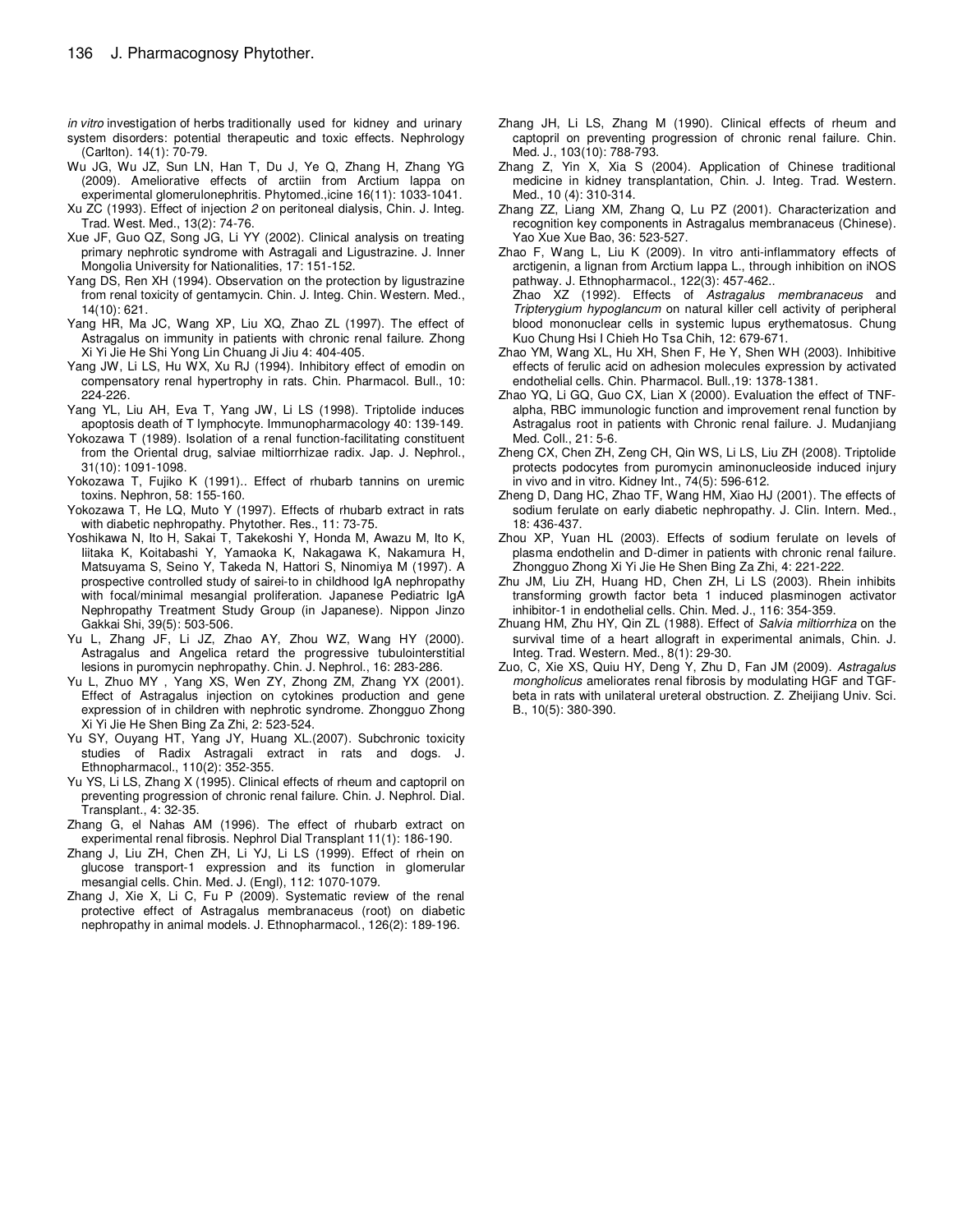*in vitro* investigation of herbs traditionally used for kidney and urinary system disorders: potential therapeutic and toxic effects. Nephrology (Carlton). 14(1): 70-79.

Wu JG, Wu JZ, Sun LN, Han T, Du J, Ye Q, Zhang H, Zhang YG (2009). Ameliorative effects of arctiin from Arctium lappa on experimental glomerulonephritis. Phytomed.,icine 16(11): 1033-1041.

Xu ZC (1993). Effect of injection *2* on peritoneal dialysis, Chin. J. Integ. Trad. West. Med., 13(2): 74-76.

Xue JF, Guo QZ, Song JG, Li YY (2002). Clinical analysis on treating primary nephrotic syndrome with Astragali and Ligustrazine. J. Inner Mongolia University for Nationalities, 17: 151-152.

Yang DS, Ren XH (1994). Observation on the protection by ligustrazine from renal toxicity of gentamycin. Chin. J. Integ. Chin. Western. Med., 14(10): 621.

Yang HR, Ma JC, Wang XP, Liu XQ, Zhao ZL (1997). The effect of Astragalus on immunity in patients with chronic renal failure. Zhong Xi Yi Jie He Shi Yong Lin Chuang Ji Jiu 4: 404-405.

Yang JW, Li LS, Hu WX, Xu RJ (1994). Inhibitory effect of emodin on compensatory renal hypertrophy in rats. Chin. Pharmacol. Bull., 10: 224-226.

Yang YL, Liu AH, Eva T, Yang JW, Li LS (1998). Triptolide induces apoptosis death of T lymphocyte. Immunopharmacology 40: 139-149.

Yokozawa T (1989). Isolation of a renal function-facilitating constituent from the Oriental drug, salviae miltiorrhizae radix. Jap. J. Nephrol., 31(10): 1091-1098.

Yokozawa T, Fujiko K (1991).. Effect of rhubarb tannins on uremic toxins. Nephron, 58: 155-160.

Yokozawa T, He LQ, Muto Y (1997). Effects of rhubarb extract in rats with diabetic nephropathy. Phytother. Res., 11: 73-75.

Yoshikawa N, Ito H, Sakai T, Takekoshi Y, Honda M, Awazu M, Ito K, Iiitaka K, Koitabashi Y, Yamaoka K, Nakagawa K, Nakamura H, Matsuyama S, Seino Y, Takeda N, Hattori S, Ninomiya M (1997). A prospective controlled study of sairei-to in childhood IgA nephropathy with focal/minimal mesangial proliferation. Japanese Pediatric IgA Nephropathy Treatment Study Group (in Japanese). Nippon Jinzo Gakkai Shi, 39(5): 503-506.

Yu L, Zhang JF, Li JZ, Zhao AY, Zhou WZ, Wang HY (2000). Astragalus and Angelica retard the progressive tubulointerstitial lesions in puromycin nephropathy. Chin. J. Nephrol., 16: 283-286.

Yu L, Zhuo MY , Yang XS, Wen ZY, Zhong ZM, Zhang YX (2001). Effect of Astragalus injection on cytokines production and gene expression of in children with nephrotic syndrome. Zhongguo Zhong Xi Yi Jie He Shen Bing Za Zhi, 2: 523-524.

Yu SY, Ouyang HT, Yang JY, Huang XL.(2007). Subchronic toxicity studies of Radix Astragali extract in rats and dogs. J. Ethnopharmacol., 110(2): 352-355.

Yu YS, Li LS, Zhang X (1995). Clinical effects of rheum and captopril on preventing progression of chronic renal failure. Chin. J. Nephrol. Dial. Transplant., 4: 32-35.

Zhang G, el Nahas AM (1996). The effect of rhubarb extract on experimental renal fibrosis. Nephrol Dial Transplant 11(1): 186-190.

Zhang J, Liu ZH, Chen ZH, Li YJ, Li LS (1999). Effect of rhein on glucose transport-1 expression and its function in glomerular mesangial cells. Chin. Med. J. (Engl), 112: 1070-1079.

Zhang J, Xie X, Li C, Fu P (2009). Systematic review of the renal protective effect of Astragalus membranaceus (root) on diabetic nephropathy in animal models. J. Ethnopharmacol., 126(2): 189-196.

Zhang JH, Li LS, Zhang M (1990). Clinical effects of rheum and captopril on preventing progression of chronic renal failure. Chin. Med. J., 103(10): 788-793.

Zhang Z, Yin X, Xia S (2004). Application of Chinese traditional medicine in kidney transplantation, Chin. J. Integ. Trad. Western. Med., 10 (4): 310-314.

Zhang ZZ, Liang XM, Zhang Q, Lu PZ (2001). Characterization and recognition key components in Astragalus membranaceus (Chinese). Yao Xue Xue Bao, 36: 523-527.

Zhao F, Wang L, Liu K (2009). In vitro anti-inflammatory effects of arctigenin, a lignan from Arctium lappa L., through inhibition on iNOS pathway. J. Ethnopharmacol., 122(3): 457-462..

Zhao XZ (1992). Effects of *Astragalus membranaceus* and *Tripterygium hypoglancum* on natural killer cell activity of peripheral blood mononuclear cells in systemic lupus erythematosus. Chung Kuo Chung Hsi I Chieh Ho Tsa Chih, 12: 679-671.

Zhao YM, Wang XL, Hu XH, Shen F, He Y, Shen WH (2003). Inhibitive effects of ferulic acid on adhesion molecules expression by activated endothelial cells. Chin. Pharmacol. Bull.,19: 1378-1381.

Zhao YQ, Li GQ, Guo CX, Lian X (2000). Evaluation the effect of TNF-alpha, RBC immunologic function and improvement renal function by Astragalus root in patients with Chronic renal failure. J. Mudanjiang Med. Coll., 21: 5-6.

Zheng CX, Chen ZH, Zeng CH, Qin WS, Li LS, Liu ZH (2008). Triptolide protects podocytes from puromycin aminonucleoside induced injury in vivo and in vitro. Kidney Int., 74(5): 596-612.

Zheng D, Dang HC, Zhao TF, Wang HM, Xiao HJ (2001). The effects of sodium ferulate on early diabetic nephropathy. J. Clin. Intern. Med., 18: 436-437.

Zhou XP, Yuan HL (2003). Effects of sodium ferulate on levels of plasma endothelin and D-dimer in patients with chronic renal failure. Zhongguo Zhong Xi Yi Jie He Shen Bing Za Zhi, 4: 221-222.

Zhu JM, Liu ZH, Huang HD, Chen ZH, Li LS (2003). Rhein inhibits transforming growth factor beta 1 induced plasminogen activator inhibitor-1 in endothelial cells. Chin. Med. J., 116: 354-359.

Zhuang HM, Zhu HY, Qin ZL (1988). Effect of *Salvia miltiorrhiza* on the survival time of a heart allograft in experimental animals, Chin. J. Integ. Trad. Western. Med., 8(1): 29-30.

Zuo, C, Xie XS, Quiu HY, Deng Y, Zhu D, Fan JM (2009). *Astragalus mongholicus* ameliorates renal fibrosis by modulating HGF and TGF-beta in rats with unilateral ureteral obstruction. Z. Zheijiang Univ. Sci. B., 10(5): 380-390.